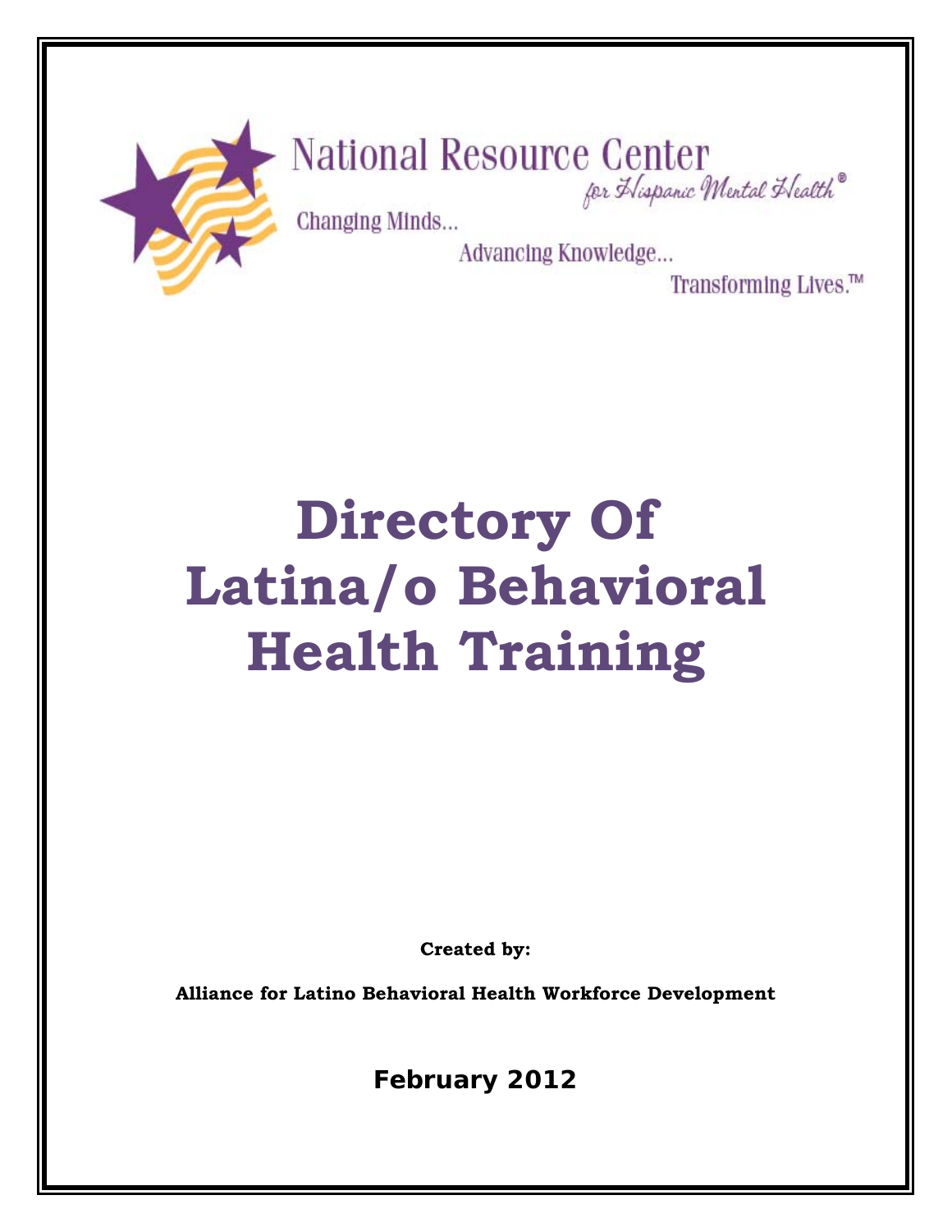National Resource Center for Hispanic Mental Health®

Changing Minds...
Advancing Knowledge...
Transforming Lives.™

# Directory Of Latina/o Behavioral Health Training

**Created by:**

**Alliance for Latino Behavioral Health Workforce Development**

**February 2012**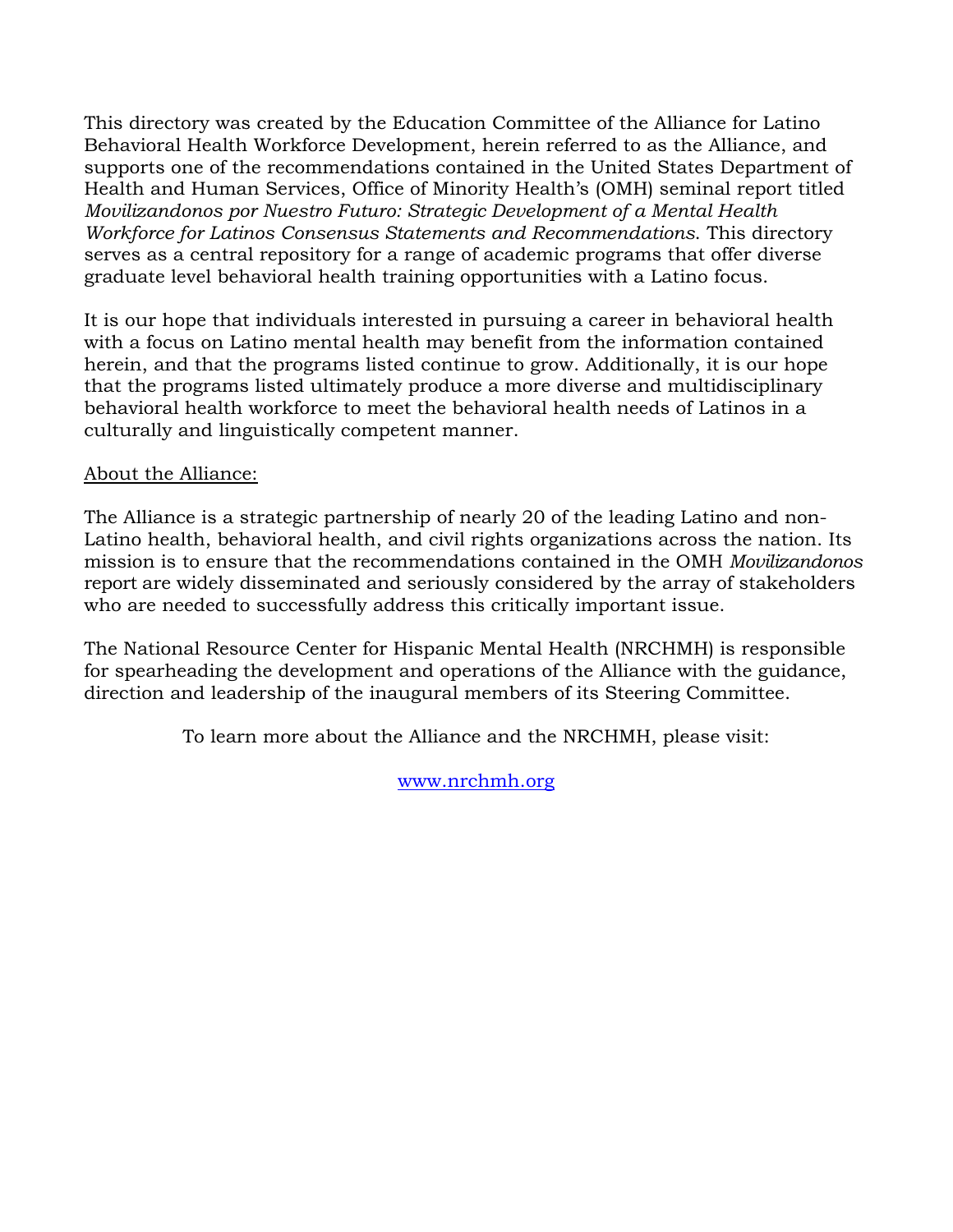This directory was created by the Education Committee of the Alliance for Latino Behavioral Health Workforce Development, herein referred to as the Alliance, and supports one of the recommendations contained in the United States Department of Health and Human Services, Office of Minority Health's (OMH) seminal report titled *Movilizandonos por Nuestro Futuro: Strategic Development of a Mental Health Workforce for Latinos Consensus Statements and Recommendations*. This directory serves as a central repository for a range of academic programs that offer diverse graduate level behavioral health training opportunities with a Latino focus.

It is our hope that individuals interested in pursuing a career in behavioral health with a focus on Latino mental health may benefit from the information contained herein, and that the programs listed continue to grow. Additionally, it is our hope that the programs listed ultimately produce a more diverse and multidisciplinary behavioral health workforce to meet the behavioral health needs of Latinos in a culturally and linguistically competent manner.

<u>About the Alliance:</u>

The Alliance is a strategic partnership of nearly 20 of the leading Latino and non-Latino health, behavioral health, and civil rights organizations across the nation. Its mission is to ensure that the recommendations contained in the OMH *Movilizandonos* report are widely disseminated and seriously considered by the array of stakeholders who are needed to successfully address this critically important issue.

The National Resource Center for Hispanic Mental Health (NRCHMH) is responsible for spearheading the development and operations of the Alliance with the guidance, direction and leadership of the inaugural members of its Steering Committee.

To learn more about the Alliance and the NRCHMH, please visit:

[www.nrchmh.org](http://www.nrchmh.org)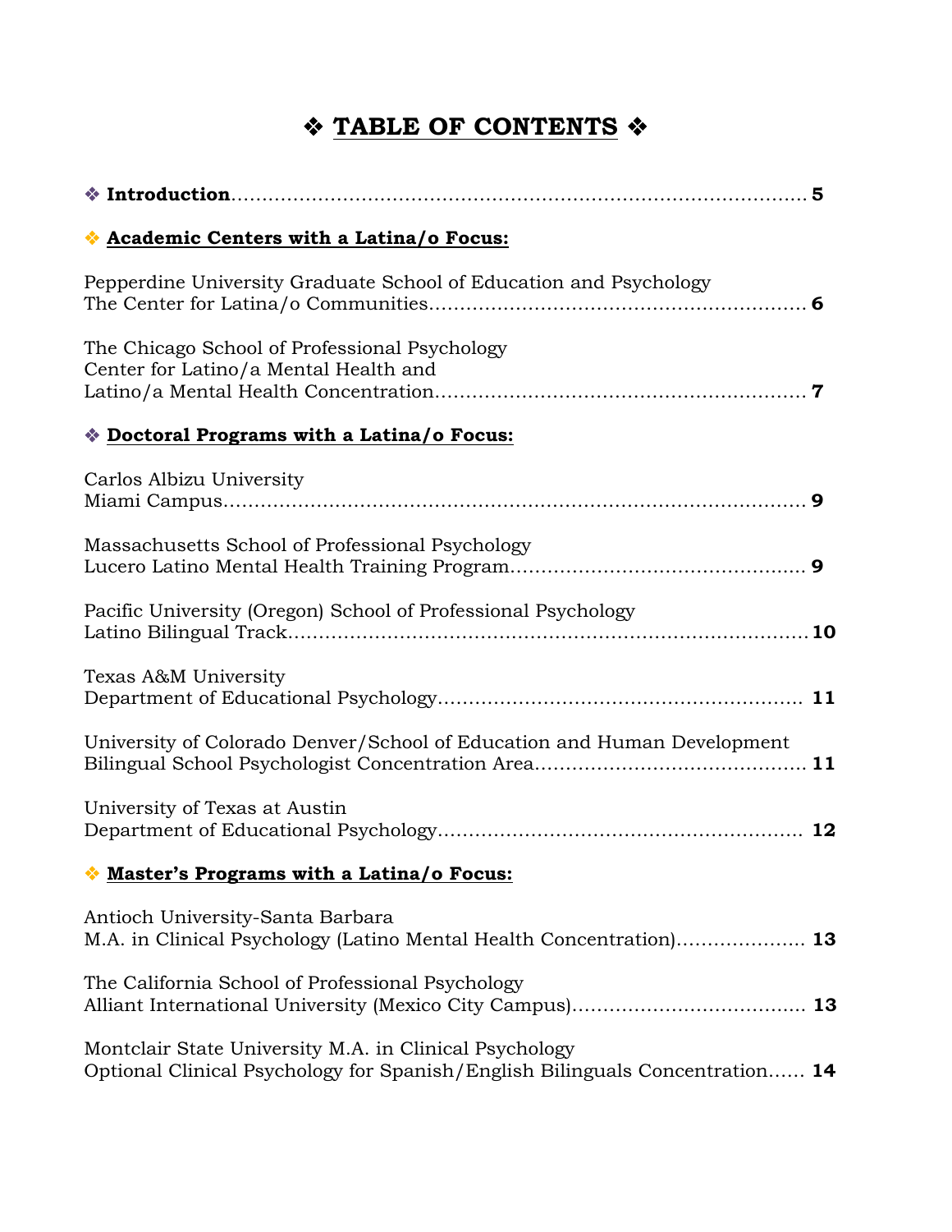# ❖ TABLE OF CONTENTS ❖

❖ **Introduction**........................................................................................ **5**

❖ **Academic Centers with a Latina/o Focus:**

Pepperdine University Graduate School of Education and Psychology
The Center for Latina/o Communities............................................................ **6**

The Chicago School of Professional Psychology
Center for Latino/a Mental Health and
Latino/a Mental Health Concentration........................................................... **7**

❖ **Doctoral Programs with a Latina/o Focus:**

Carlos Albizu University
Miami Campus................................................................................................ **9**

Massachusetts School of Professional Psychology
Lucero Latino Mental Health Training Program................................................ **9**

Pacific University (Oregon) School of Professional Psychology
Latino Bilingual Track.................................................................................... **10**

Texas A&M University
Department of Educational Psychology.......................................................... **11**

University of Colorado Denver/School of Education and Human Development
Bilingual School Psychologist Concentration Area........................................... **11**

University of Texas at Austin
Department of Educational Psychology.......................................................... **12**

❖ **Master's Programs with a Latina/o Focus:**

Antioch University-Santa Barbara
M.A. in Clinical Psychology (Latino Mental Health Concentration).................... **13**

The California School of Professional Psychology
Alliant International University (Mexico City Campus)..................................... **13**

Montclair State University M.A. in Clinical Psychology
Optional Clinical Psychology for Spanish/English Bilinguals Concentration...... **14**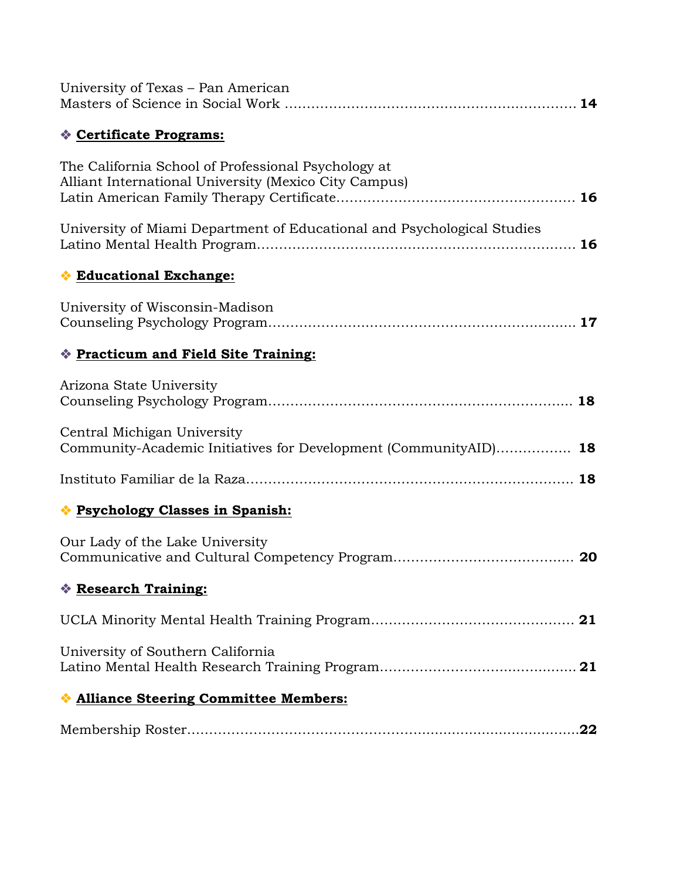University of Texas – Pan American
Masters of Science in Social Work .................................................................. **14**

❖ **Certificate Programs:**

The California School of Professional Psychology at
Alliant International University (Mexico City Campus)
Latin American Family Therapy Certificate..................................................... **16**

University of Miami Department of Educational and Psychological Studies
Latino Mental Health Program........................................................................ **16**

❖ **Educational Exchange:**

University of Wisconsin-Madison
Counseling Psychology Program..................................................................... **17**

❖ **Practicum and Field Site Training:**

Arizona State University
Counseling Psychology Program..................................................................... **18**

Central Michigan University
Community-Academic Initiatives for Development (CommunityAID)................. **18**

Instituto Familiar de la Raza........................................................................... **18**

❖ **Psychology Classes in Spanish:**

Our Lady of the Lake University
Communicative and Cultural Competency Program......................................... **20**

❖ **Research Training:**

UCLA Minority Mental Health Training Program.............................................. **21**

University of Southern California
Latino Mental Health Research Training Program............................................ **21**

❖ **Alliance Steering Committee Members:**

Membership Roster..........................................................................................**22**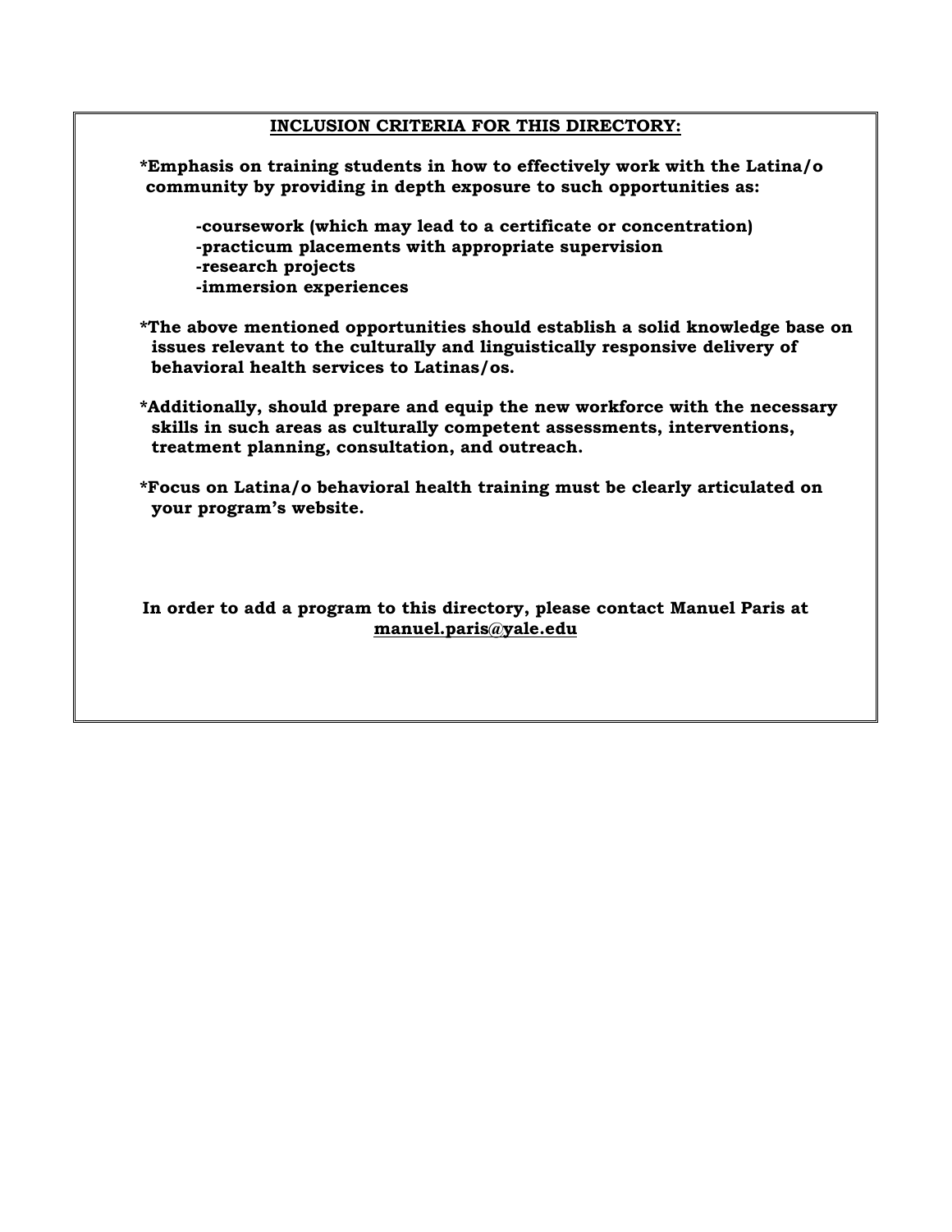## INCLUSION CRITERIA FOR THIS DIRECTORY:

**\*Emphasis on training students in how to effectively work with the Latina/o community by providing in depth exposure to such opportunities as:**

- **coursework (which may lead to a certificate or concentration)**
- **practicum placements with appropriate supervision**
- **research projects**
- **immersion experiences**

**\*The above mentioned opportunities should establish a solid knowledge base on issues relevant to the culturally and linguistically responsive delivery of behavioral health services to Latinas/os.**

**\*Additionally, should prepare and equip the new workforce with the necessary skills in such areas as culturally competent assessments, interventions, treatment planning, consultation, and outreach.**

**\*Focus on Latina/o behavioral health training must be clearly articulated on your program's website.**

**In order to add a program to this directory, please contact Manuel Paris at manuel.paris@yale.edu**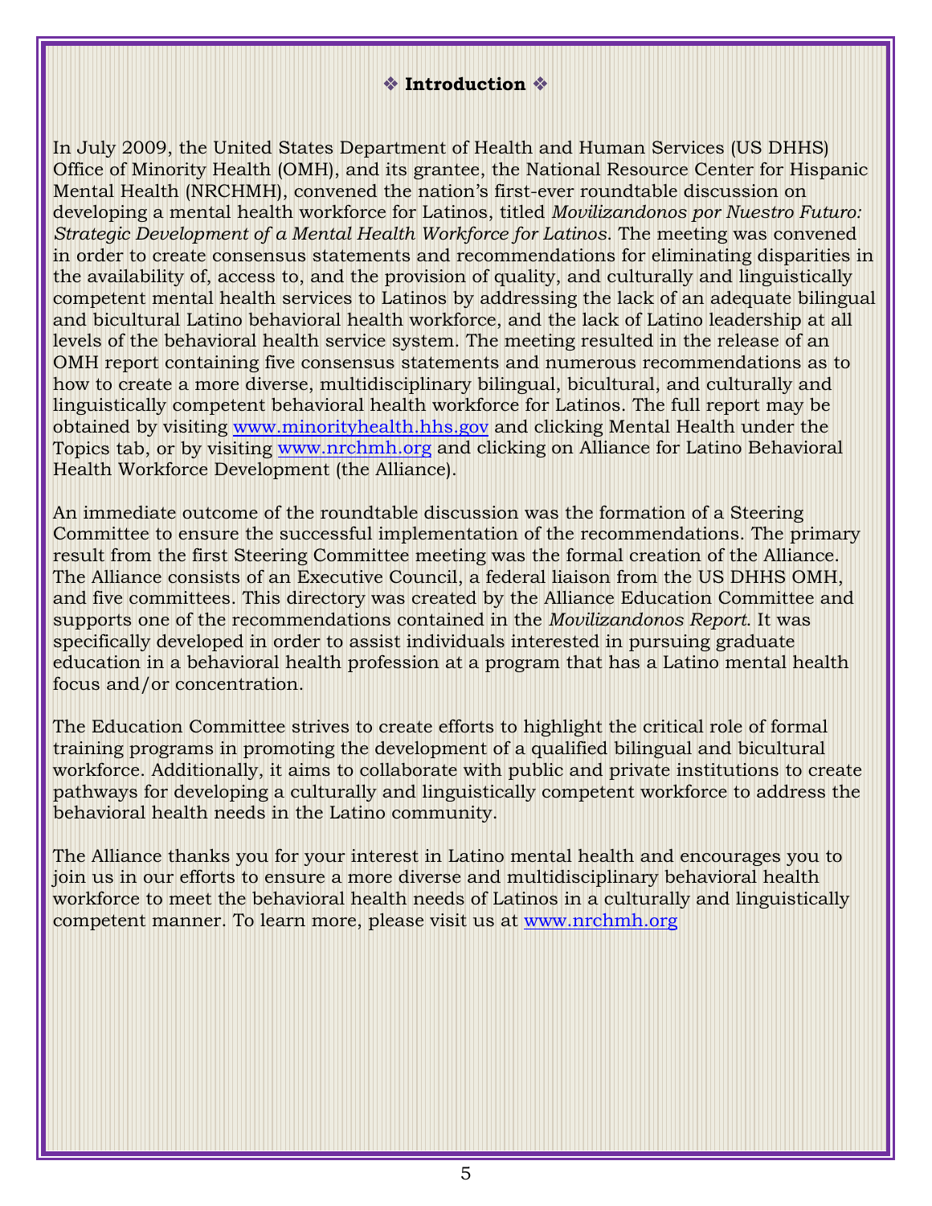## ❖ Introduction ❖

In July 2009, the United States Department of Health and Human Services (US DHHS) Office of Minority Health (OMH), and its grantee, the National Resource Center for Hispanic Mental Health (NRCHMH), convened the nation's first-ever roundtable discussion on developing a mental health workforce for Latinos, titled *Movilizandonos por Nuestro Futuro: Strategic Development of a Mental Health Workforce for Latinos*. The meeting was convened in order to create consensus statements and recommendations for eliminating disparities in the availability of, access to, and the provision of quality, and culturally and linguistically competent mental health services to Latinos by addressing the lack of an adequate bilingual and bicultural Latino behavioral health workforce, and the lack of Latino leadership at all levels of the behavioral health service system. The meeting resulted in the release of an OMH report containing five consensus statements and numerous recommendations as to how to create a more diverse, multidisciplinary bilingual, bicultural, and culturally and linguistically competent behavioral health workforce for Latinos. The full report may be obtained by visiting www.minorityhealth.hhs.gov and clicking Mental Health under the Topics tab, or by visiting www.nrchmh.org and clicking on Alliance for Latino Behavioral Health Workforce Development (the Alliance).

An immediate outcome of the roundtable discussion was the formation of a Steering Committee to ensure the successful implementation of the recommendations. The primary result from the first Steering Committee meeting was the formal creation of the Alliance. The Alliance consists of an Executive Council, a federal liaison from the US DHHS OMH, and five committees. This directory was created by the Alliance Education Committee and supports one of the recommendations contained in the *Movilizandonos Report*. It was specifically developed in order to assist individuals interested in pursuing graduate education in a behavioral health profession at a program that has a Latino mental health focus and/or concentration.

The Education Committee strives to create efforts to highlight the critical role of formal training programs in promoting the development of a qualified bilingual and bicultural workforce. Additionally, it aims to collaborate with public and private institutions to create pathways for developing a culturally and linguistically competent workforce to address the behavioral health needs in the Latino community.

The Alliance thanks you for your interest in Latino mental health and encourages you to join us in our efforts to ensure a more diverse and multidisciplinary behavioral health workforce to meet the behavioral health needs of Latinos in a culturally and linguistically competent manner. To learn more, please visit us at www.nrchmh.org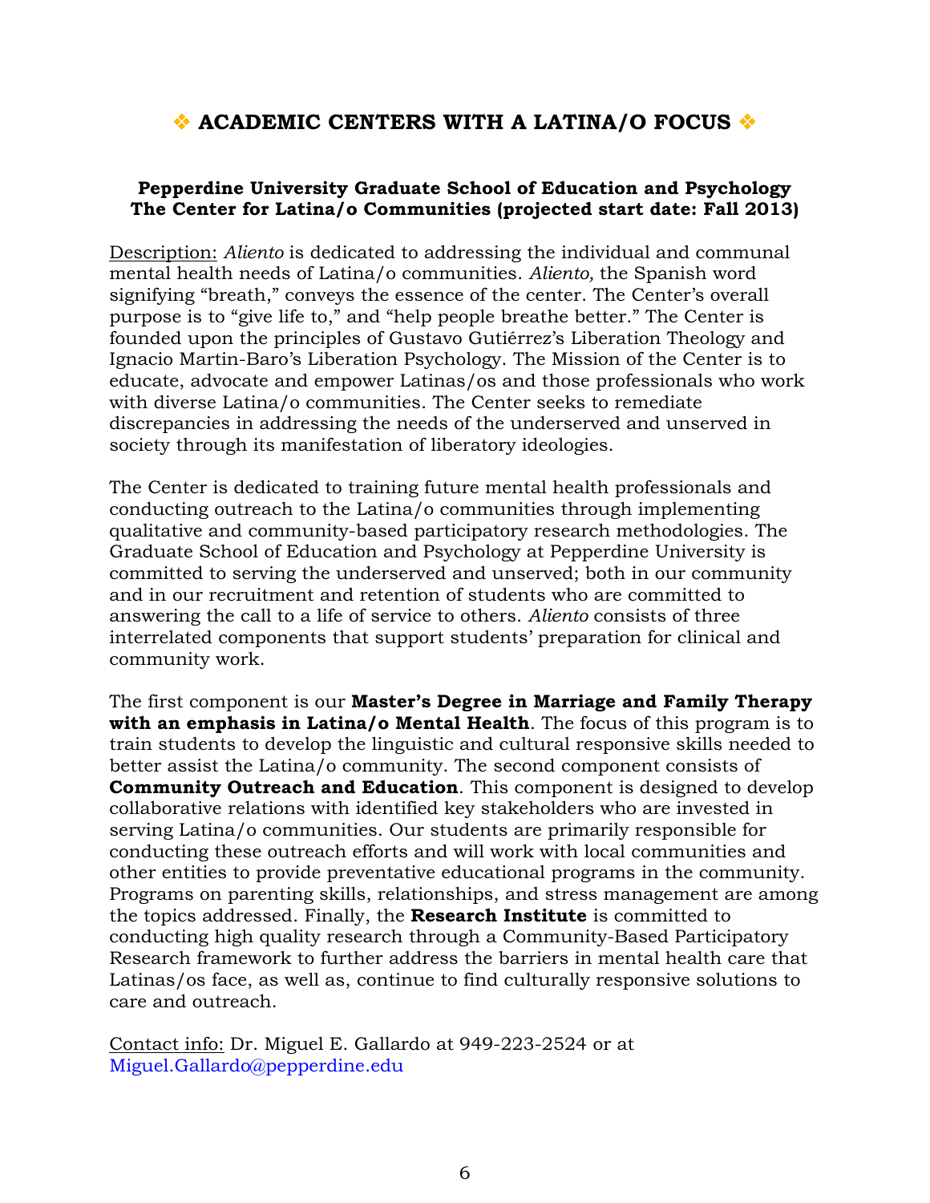# ❖ ACADEMIC CENTERS WITH A LATINA/O FOCUS ❖

**Pepperdine University Graduate School of Education and Psychology**
**The Center for Latina/o Communities (projected start date: Fall 2013)**

Description: *Aliento* is dedicated to addressing the individual and communal mental health needs of Latina/o communities. *Aliento,* the Spanish word signifying "breath," conveys the essence of the center. The Center's overall purpose is to "give life to," and "help people breathe better." The Center is founded upon the principles of Gustavo Gutiérrez's Liberation Theology and Ignacio Martin-Baro's Liberation Psychology. The Mission of the Center is to educate, advocate and empower Latinas/os and those professionals who work with diverse Latina/o communities. The Center seeks to remediate discrepancies in addressing the needs of the underserved and unserved in society through its manifestation of liberatory ideologies.

The Center is dedicated to training future mental health professionals and conducting outreach to the Latina/o communities through implementing qualitative and community-based participatory research methodologies. The Graduate School of Education and Psychology at Pepperdine University is committed to serving the underserved and unserved; both in our community and in our recruitment and retention of students who are committed to answering the call to a life of service to others. *Aliento* consists of three interrelated components that support students' preparation for clinical and community work.

The first component is our **Master's Degree in Marriage and Family Therapy with an emphasis in Latina/o Mental Health**. The focus of this program is to train students to develop the linguistic and cultural responsive skills needed to better assist the Latina/o community. The second component consists of **Community Outreach and Education**. This component is designed to develop collaborative relations with identified key stakeholders who are invested in serving Latina/o communities. Our students are primarily responsible for conducting these outreach efforts and will work with local communities and other entities to provide preventative educational programs in the community. Programs on parenting skills, relationships, and stress management are among the topics addressed. Finally, the **Research Institute** is committed to conducting high quality research through a Community-Based Participatory Research framework to further address the barriers in mental health care that Latinas/os face, as well as, continue to find culturally responsive solutions to care and outreach.

Contact info: Dr. Miguel E. Gallardo at 949-223-2524 or at Miguel.Gallardo@pepperdine.edu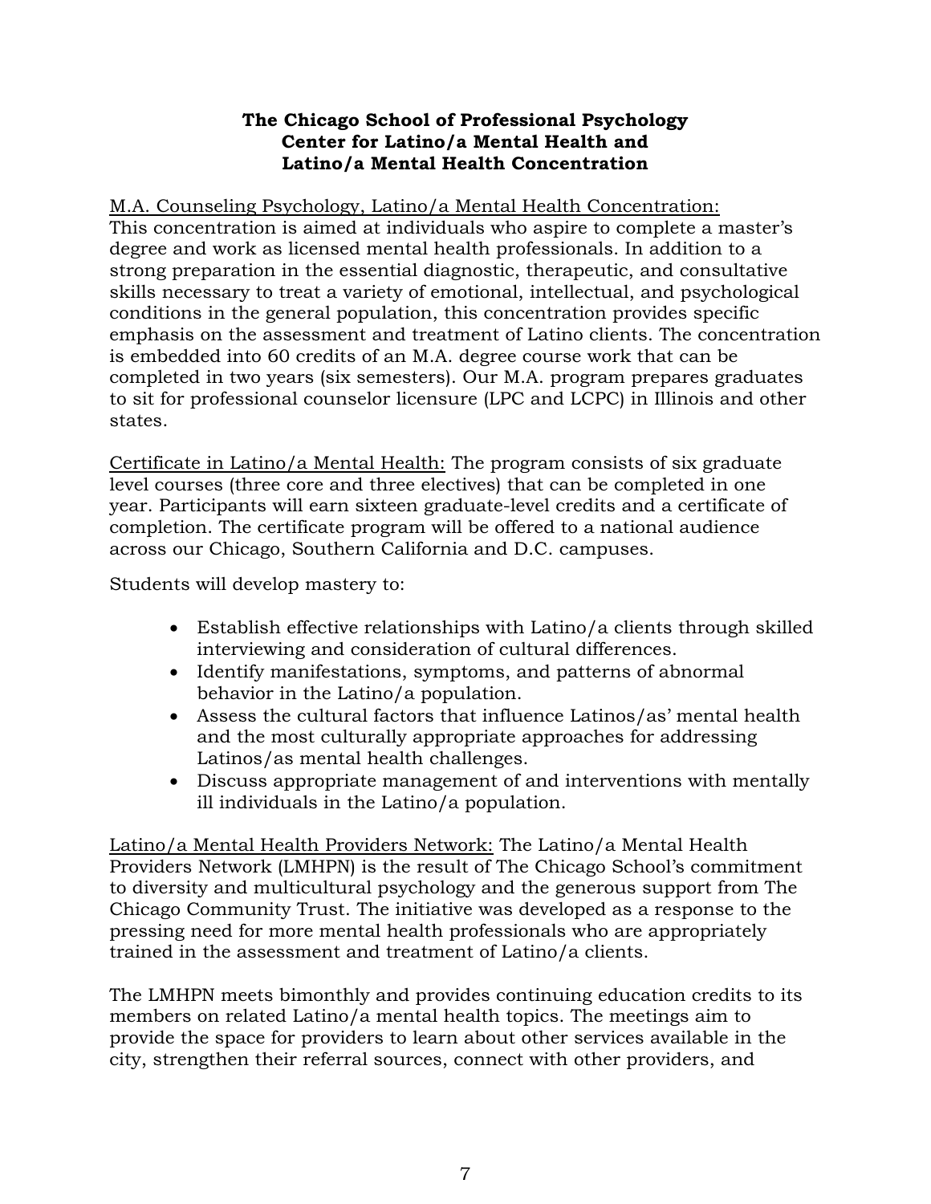**The Chicago School of Professional Psychology**
**Center for Latino/a Mental Health and**
**Latino/a Mental Health Concentration**

M.A. Counseling Psychology, Latino/a Mental Health Concentration: This concentration is aimed at individuals who aspire to complete a master's degree and work as licensed mental health professionals. In addition to a strong preparation in the essential diagnostic, therapeutic, and consultative skills necessary to treat a variety of emotional, intellectual, and psychological conditions in the general population, this concentration provides specific emphasis on the assessment and treatment of Latino clients. The concentration is embedded into 60 credits of an M.A. degree course work that can be completed in two years (six semesters). Our M.A. program prepares graduates to sit for professional counselor licensure (LPC and LCPC) in Illinois and other states.

Certificate in Latino/a Mental Health: The program consists of six graduate level courses (three core and three electives) that can be completed in one year. Participants will earn sixteen graduate-level credits and a certificate of completion. The certificate program will be offered to a national audience across our Chicago, Southern California and D.C. campuses.

Students will develop mastery to:

- Establish effective relationships with Latino/a clients through skilled interviewing and consideration of cultural differences.
- Identify manifestations, symptoms, and patterns of abnormal behavior in the Latino/a population.
- Assess the cultural factors that influence Latinos/as' mental health and the most culturally appropriate approaches for addressing Latinos/as mental health challenges.
- Discuss appropriate management of and interventions with mentally ill individuals in the Latino/a population.

Latino/a Mental Health Providers Network: The Latino/a Mental Health Providers Network (LMHPN) is the result of The Chicago School's commitment to diversity and multicultural psychology and the generous support from The Chicago Community Trust. The initiative was developed as a response to the pressing need for more mental health professionals who are appropriately trained in the assessment and treatment of Latino/a clients.

The LMHPN meets bimonthly and provides continuing education credits to its members on related Latino/a mental health topics. The meetings aim to provide the space for providers to learn about other services available in the city, strengthen their referral sources, connect with other providers, and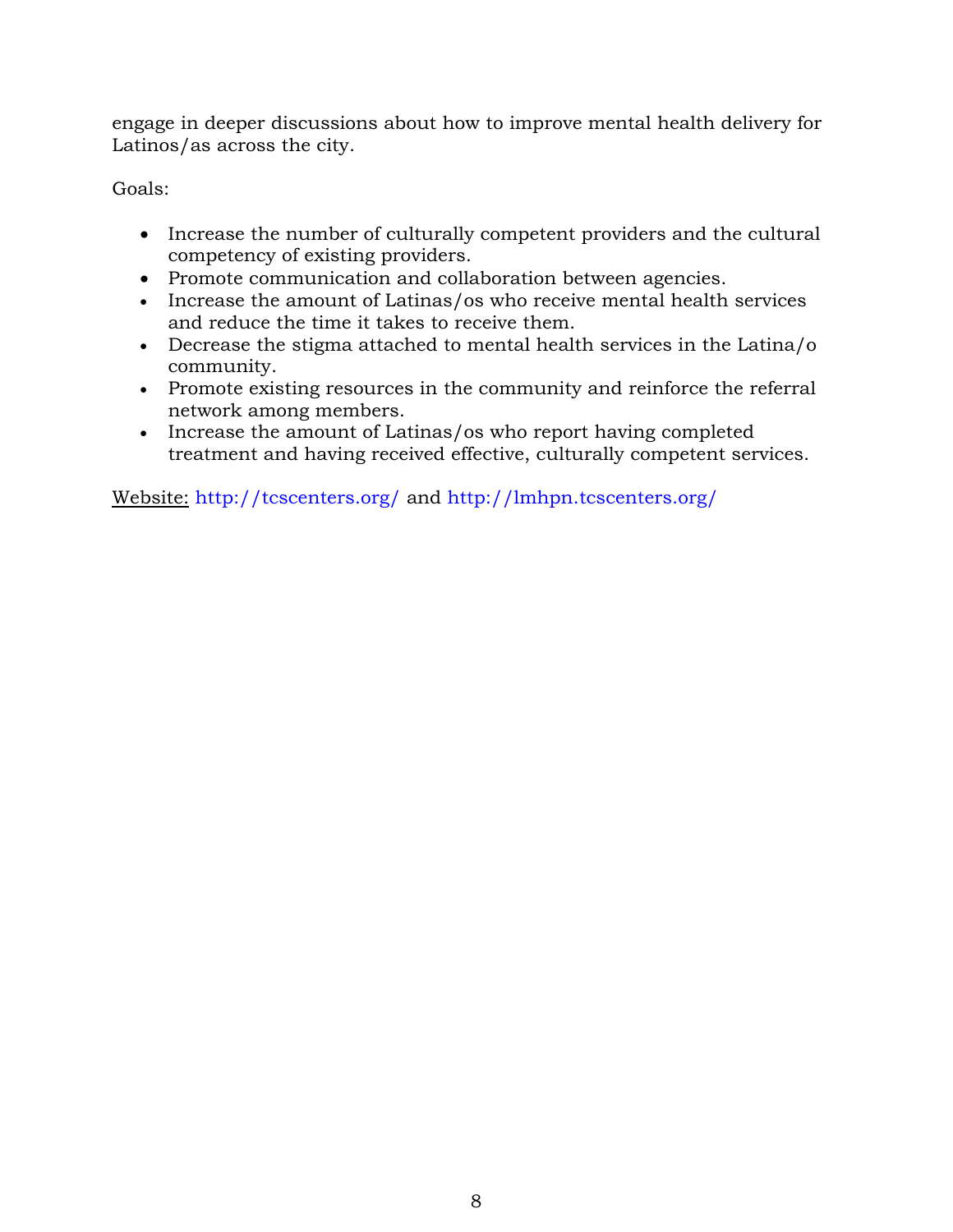engage in deeper discussions about how to improve mental health delivery for Latinos/as across the city.

Goals:

- Increase the number of culturally competent providers and the cultural competency of existing providers.
- Promote communication and collaboration between agencies.
- Increase the amount of Latinas/os who receive mental health services and reduce the time it takes to receive them.
- Decrease the stigma attached to mental health services in the Latina/o community.
- Promote existing resources in the community and reinforce the referral network among members.
- Increase the amount of Latinas/os who report having completed treatment and having received effective, culturally competent services.

Website: http://tcscenters.org/ and http://lmhpn.tcscenters.org/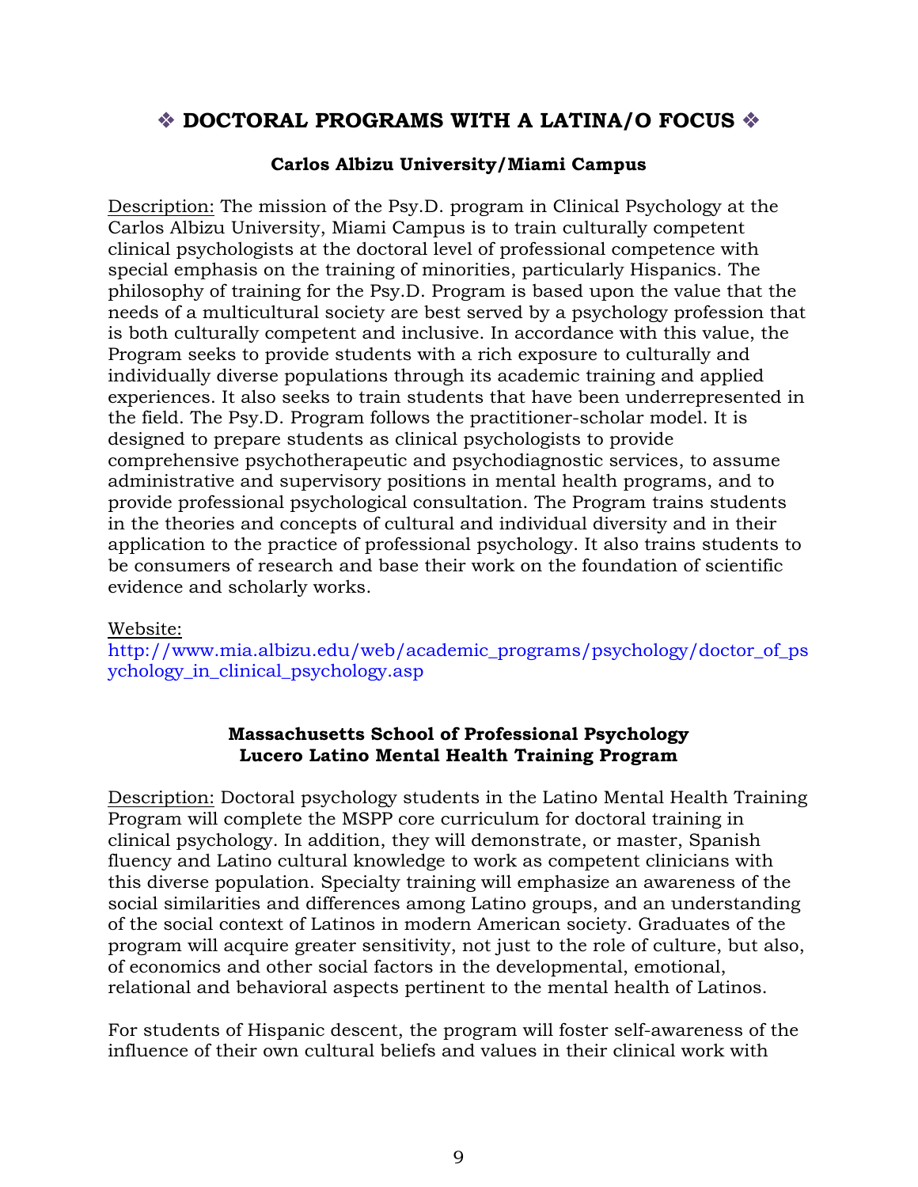# ❖ DOCTORAL PROGRAMS WITH A LATINA/O FOCUS ❖

### Carlos Albizu University/Miami Campus

Description: The mission of the Psy.D. program in Clinical Psychology at the Carlos Albizu University, Miami Campus is to train culturally competent clinical psychologists at the doctoral level of professional competence with special emphasis on the training of minorities, particularly Hispanics. The philosophy of training for the Psy.D. Program is based upon the value that the needs of a multicultural society are best served by a psychology profession that is both culturally competent and inclusive. In accordance with this value, the Program seeks to provide students with a rich exposure to culturally and individually diverse populations through its academic training and applied experiences. It also seeks to train students that have been underrepresented in the field. The Psy.D. Program follows the practitioner-scholar model. It is designed to prepare students as clinical psychologists to provide comprehensive psychotherapeutic and psychodiagnostic services, to assume administrative and supervisory positions in mental health programs, and to provide professional psychological consultation. The Program trains students in the theories and concepts of cultural and individual diversity and in their application to the practice of professional psychology. It also trains students to be consumers of research and base their work on the foundation of scientific evidence and scholarly works.

Website:
http://www.mia.albizu.edu/web/academic_programs/psychology/doctor_of_psychology_in_clinical_psychology.asp

### Massachusetts School of Professional Psychology
### Lucero Latino Mental Health Training Program

Description: Doctoral psychology students in the Latino Mental Health Training Program will complete the MSPP core curriculum for doctoral training in clinical psychology. In addition, they will demonstrate, or master, Spanish fluency and Latino cultural knowledge to work as competent clinicians with this diverse population. Specialty training will emphasize an awareness of the social similarities and differences among Latino groups, and an understanding of the social context of Latinos in modern American society. Graduates of the program will acquire greater sensitivity, not just to the role of culture, but also, of economics and other social factors in the developmental, emotional, relational and behavioral aspects pertinent to the mental health of Latinos.

For students of Hispanic descent, the program will foster self-awareness of the influence of their own cultural beliefs and values in their clinical work with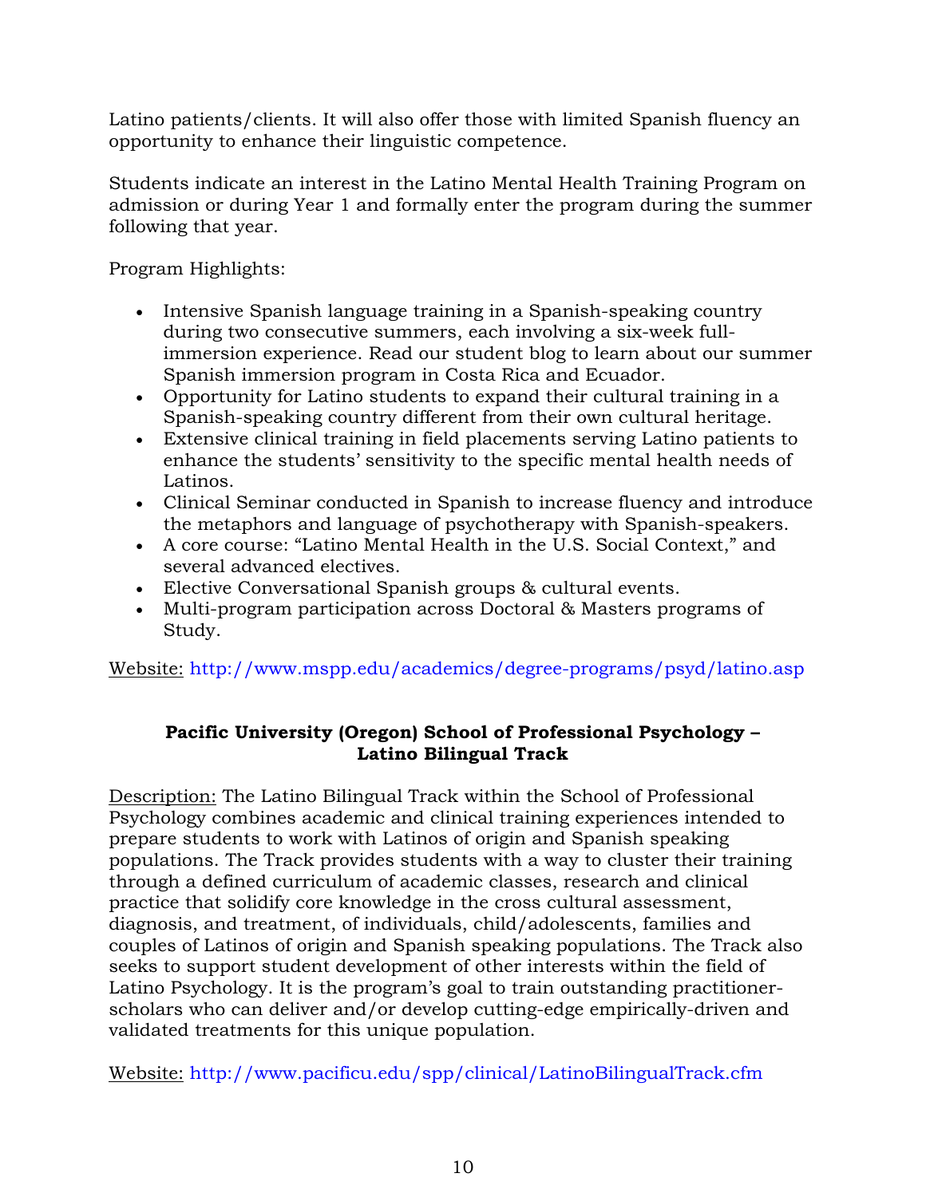Latino patients/clients. It will also offer those with limited Spanish fluency an opportunity to enhance their linguistic competence.

Students indicate an interest in the Latino Mental Health Training Program on admission or during Year 1 and formally enter the program during the summer following that year.

Program Highlights:

- Intensive Spanish language training in a Spanish-speaking country during two consecutive summers, each involving a six-week full-immersion experience. Read our student blog to learn about our summer Spanish immersion program in Costa Rica and Ecuador.
- Opportunity for Latino students to expand their cultural training in a Spanish-speaking country different from their own cultural heritage.
- Extensive clinical training in field placements serving Latino patients to enhance the students' sensitivity to the specific mental health needs of Latinos.
- Clinical Seminar conducted in Spanish to increase fluency and introduce the metaphors and language of psychotherapy with Spanish-speakers.
- A core course: "Latino Mental Health in the U.S. Social Context," and several advanced electives.
- Elective Conversational Spanish groups & cultural events.
- Multi-program participation across Doctoral & Masters programs of Study.

Website: http://www.mspp.edu/academics/degree-programs/psyd/latino.asp

### Pacific University (Oregon) School of Professional Psychology – Latino Bilingual Track

Description: The Latino Bilingual Track within the School of Professional Psychology combines academic and clinical training experiences intended to prepare students to work with Latinos of origin and Spanish speaking populations. The Track provides students with a way to cluster their training through a defined curriculum of academic classes, research and clinical practice that solidify core knowledge in the cross cultural assessment, diagnosis, and treatment, of individuals, child/adolescents, families and couples of Latinos of origin and Spanish speaking populations. The Track also seeks to support student development of other interests within the field of Latino Psychology. It is the program's goal to train outstanding practitioner-scholars who can deliver and/or develop cutting-edge empirically-driven and validated treatments for this unique population.

Website: http://www.pacificu.edu/spp/clinical/LatinoBilingualTrack.cfm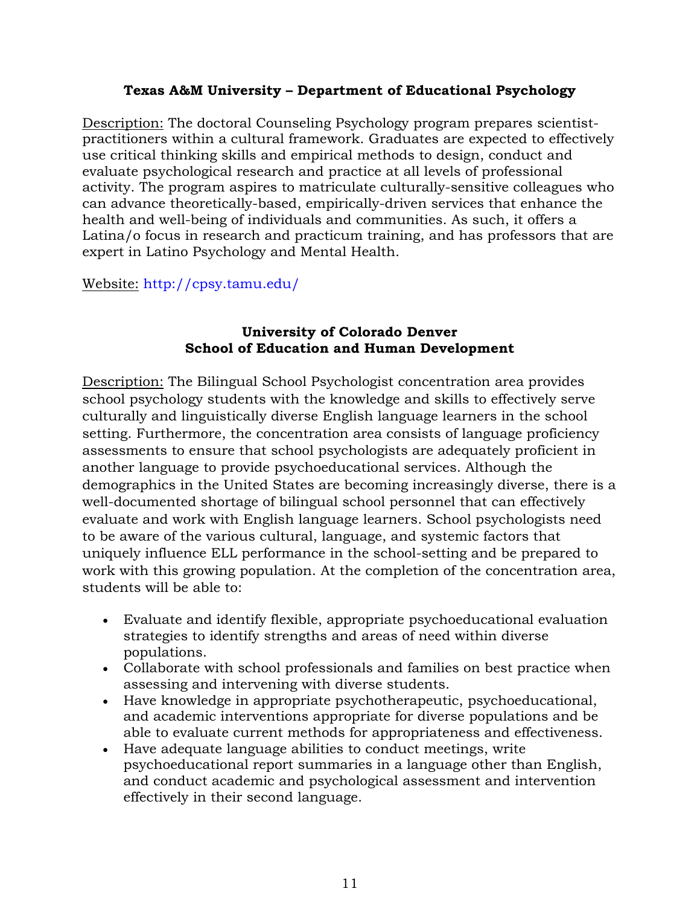### Texas A&M University – Department of Educational Psychology

Description: The doctoral Counseling Psychology program prepares scientist-practitioners within a cultural framework. Graduates are expected to effectively use critical thinking skills and empirical methods to design, conduct and evaluate psychological research and practice at all levels of professional activity. The program aspires to matriculate culturally-sensitive colleagues who can advance theoretically-based, empirically-driven services that enhance the health and well-being of individuals and communities. As such, it offers a Latina/o focus in research and practicum training, and has professors that are expert in Latino Psychology and Mental Health.

Website: http://cpsy.tamu.edu/

### University of Colorado Denver
### School of Education and Human Development

Description: The Bilingual School Psychologist concentration area provides school psychology students with the knowledge and skills to effectively serve culturally and linguistically diverse English language learners in the school setting. Furthermore, the concentration area consists of language proficiency assessments to ensure that school psychologists are adequately proficient in another language to provide psychoeducational services. Although the demographics in the United States are becoming increasingly diverse, there is a well-documented shortage of bilingual school personnel that can effectively evaluate and work with English language learners. School psychologists need to be aware of the various cultural, language, and systemic factors that uniquely influence ELL performance in the school-setting and be prepared to work with this growing population. At the completion of the concentration area, students will be able to:

- Evaluate and identify flexible, appropriate psychoeducational evaluation strategies to identify strengths and areas of need within diverse populations.
- Collaborate with school professionals and families on best practice when assessing and intervening with diverse students.
- Have knowledge in appropriate psychotherapeutic, psychoeducational, and academic interventions appropriate for diverse populations and be able to evaluate current methods for appropriateness and effectiveness.
- Have adequate language abilities to conduct meetings, write psychoeducational report summaries in a language other than English, and conduct academic and psychological assessment and intervention effectively in their second language.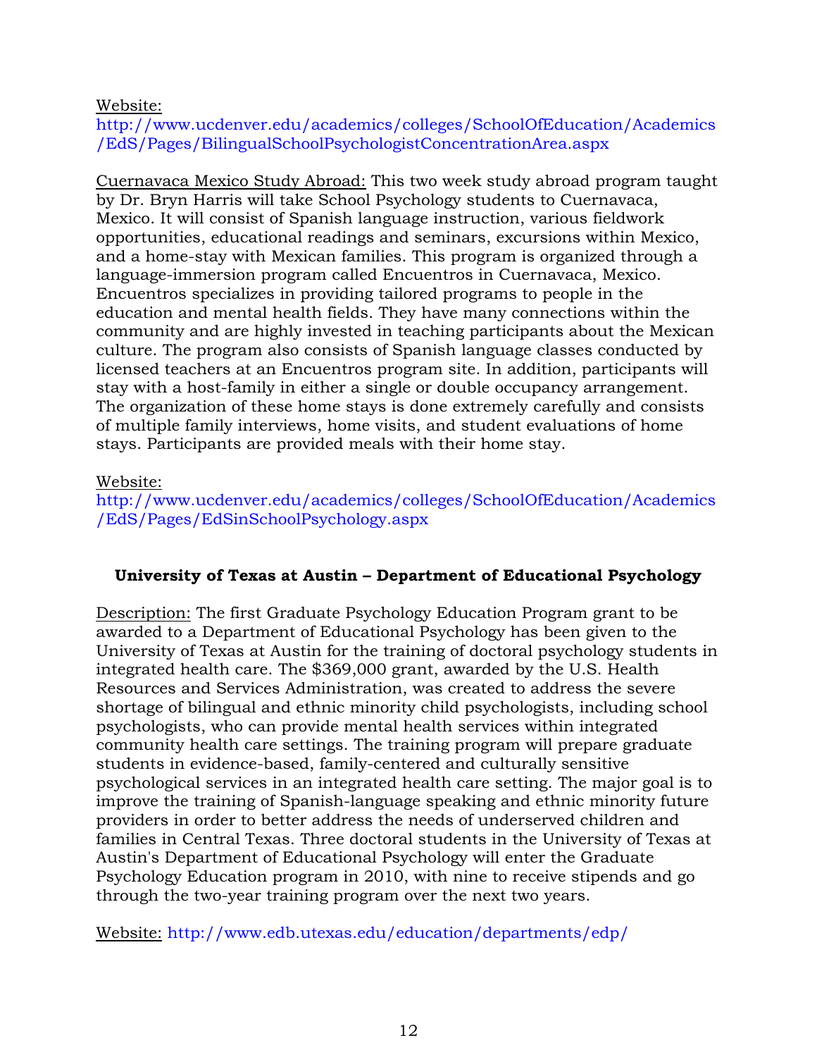Website:
http://www.ucdenver.edu/academics/colleges/SchoolOfEducation/Academics/EdS/Pages/BilingualSchoolPsychologistConcentrationArea.aspx

Cuernavaca Mexico Study Abroad: This two week study abroad program taught by Dr. Bryn Harris will take School Psychology students to Cuernavaca, Mexico. It will consist of Spanish language instruction, various fieldwork opportunities, educational readings and seminars, excursions within Mexico, and a home-stay with Mexican families. This program is organized through a language-immersion program called Encuentros in Cuernavaca, Mexico. Encuentros specializes in providing tailored programs to people in the education and mental health fields. They have many connections within the community and are highly invested in teaching participants about the Mexican culture. The program also consists of Spanish language classes conducted by licensed teachers at an Encuentros program site. In addition, participants will stay with a host-family in either a single or double occupancy arrangement. The organization of these home stays is done extremely carefully and consists of multiple family interviews, home visits, and student evaluations of home stays. Participants are provided meals with their home stay.

Website:
http://www.ucdenver.edu/academics/colleges/SchoolOfEducation/Academics/EdS/Pages/EdSinSchoolPsychology.aspx

**University of Texas at Austin – Department of Educational Psychology**

Description: The first Graduate Psychology Education Program grant to be awarded to a Department of Educational Psychology has been given to the University of Texas at Austin for the training of doctoral psychology students in integrated health care. The $369,000 grant, awarded by the U.S. Health Resources and Services Administration, was created to address the severe shortage of bilingual and ethnic minority child psychologists, including school psychologists, who can provide mental health services within integrated community health care settings. The training program will prepare graduate students in evidence-based, family-centered and culturally sensitive psychological services in an integrated health care setting. The major goal is to improve the training of Spanish-language speaking and ethnic minority future providers in order to better address the needs of underserved children and families in Central Texas. Three doctoral students in the University of Texas at Austin's Department of Educational Psychology will enter the Graduate Psychology Education program in 2010, with nine to receive stipends and go through the two-year training program over the next two years.

Website: http://www.edb.utexas.edu/education/departments/edp/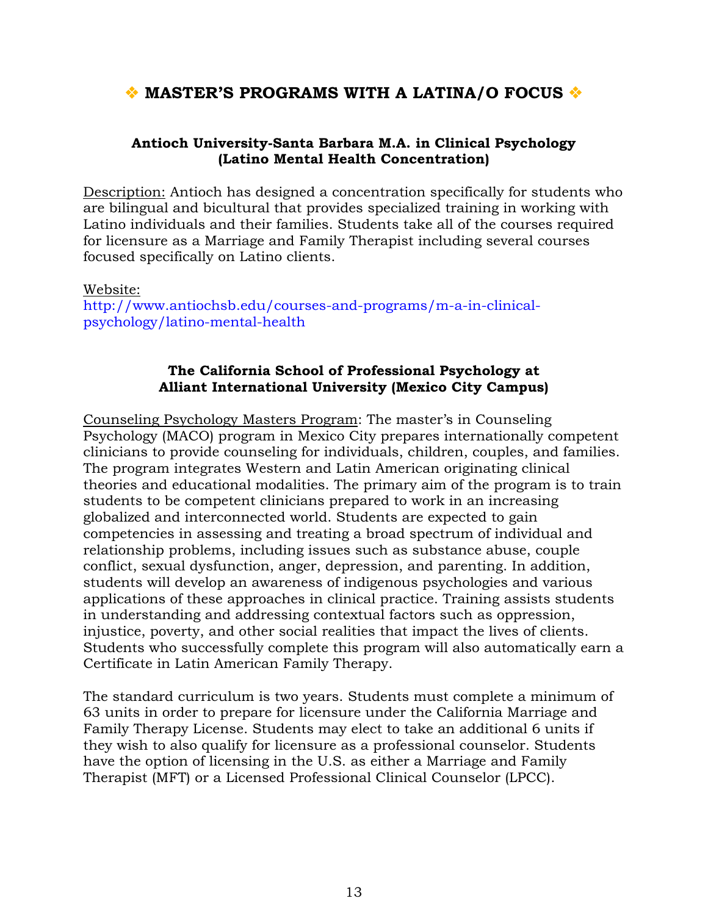# ❖ MASTER'S PROGRAMS WITH A LATINA/O FOCUS ❖

### Antioch University-Santa Barbara M.A. in Clinical Psychology (Latino Mental Health Concentration)

Description: Antioch has designed a concentration specifically for students who are bilingual and bicultural that provides specialized training in working with Latino individuals and their families. Students take all of the courses required for licensure as a Marriage and Family Therapist including several courses focused specifically on Latino clients.

Website:
http://www.antiochsb.edu/courses-and-programs/m-a-in-clinical-psychology/latino-mental-health

### The California School of Professional Psychology at Alliant International University (Mexico City Campus)

Counseling Psychology Masters Program: The master's in Counseling Psychology (MACO) program in Mexico City prepares internationally competent clinicians to provide counseling for individuals, children, couples, and families. The program integrates Western and Latin American originating clinical theories and educational modalities. The primary aim of the program is to train students to be competent clinicians prepared to work in an increasing globalized and interconnected world. Students are expected to gain competencies in assessing and treating a broad spectrum of individual and relationship problems, including issues such as substance abuse, couple conflict, sexual dysfunction, anger, depression, and parenting. In addition, students will develop an awareness of indigenous psychologies and various applications of these approaches in clinical practice. Training assists students in understanding and addressing contextual factors such as oppression, injustice, poverty, and other social realities that impact the lives of clients. Students who successfully complete this program will also automatically earn a Certificate in Latin American Family Therapy.

The standard curriculum is two years. Students must complete a minimum of 63 units in order to prepare for licensure under the California Marriage and Family Therapy License. Students may elect to take an additional 6 units if they wish to also qualify for licensure as a professional counselor. Students have the option of licensing in the U.S. as either a Marriage and Family Therapist (MFT) or a Licensed Professional Clinical Counselor (LPCC).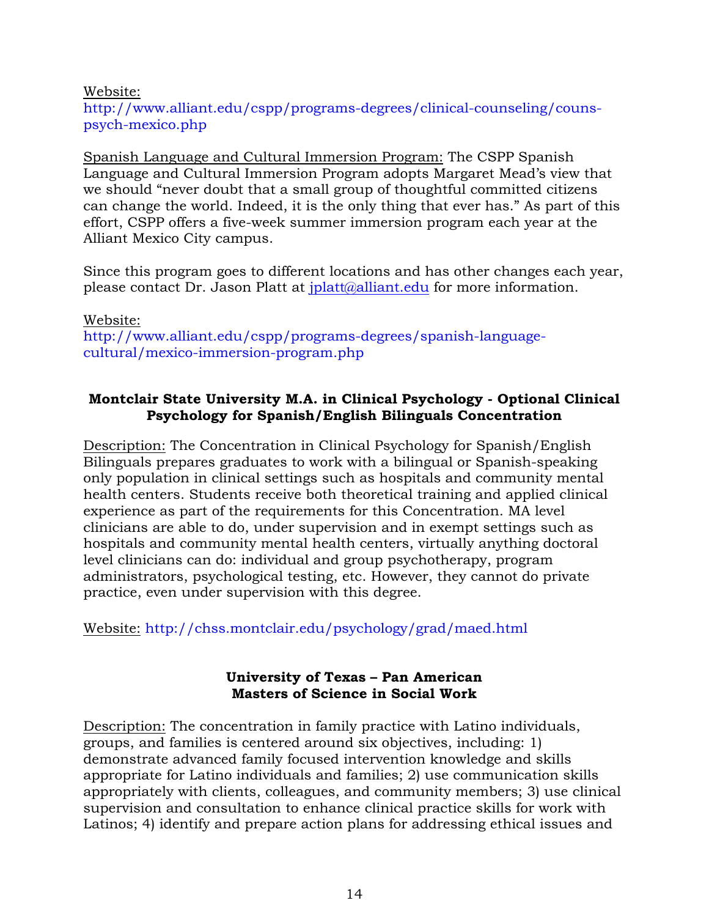Website:
http://www.alliant.edu/cspp/programs-degrees/clinical-counseling/couns-psych-mexico.php

Spanish Language and Cultural Immersion Program: The CSPP Spanish Language and Cultural Immersion Program adopts Margaret Mead's view that we should "never doubt that a small group of thoughtful committed citizens can change the world. Indeed, it is the only thing that ever has." As part of this effort, CSPP offers a five-week summer immersion program each year at the Alliant Mexico City campus.

Since this program goes to different locations and has other changes each year, please contact Dr. Jason Platt at jplatt@alliant.edu for more information.

Website:
http://www.alliant.edu/cspp/programs-degrees/spanish-language-cultural/mexico-immersion-program.php

**Montclair State University M.A. in Clinical Psychology - Optional Clinical Psychology for Spanish/English Bilinguals Concentration**

Description: The Concentration in Clinical Psychology for Spanish/English Bilinguals prepares graduates to work with a bilingual or Spanish-speaking only population in clinical settings such as hospitals and community mental health centers. Students receive both theoretical training and applied clinical experience as part of the requirements for this Concentration. MA level clinicians are able to do, under supervision and in exempt settings such as hospitals and community mental health centers, virtually anything doctoral level clinicians can do: individual and group psychotherapy, program administrators, psychological testing, etc. However, they cannot do private practice, even under supervision with this degree.

Website: http://chss.montclair.edu/psychology/grad/maed.html

**University of Texas – Pan American**
**Masters of Science in Social Work**

Description: The concentration in family practice with Latino individuals, groups, and families is centered around six objectives, including: 1) demonstrate advanced family focused intervention knowledge and skills appropriate for Latino individuals and families; 2) use communication skills appropriately with clients, colleagues, and community members; 3) use clinical supervision and consultation to enhance clinical practice skills for work with Latinos; 4) identify and prepare action plans for addressing ethical issues and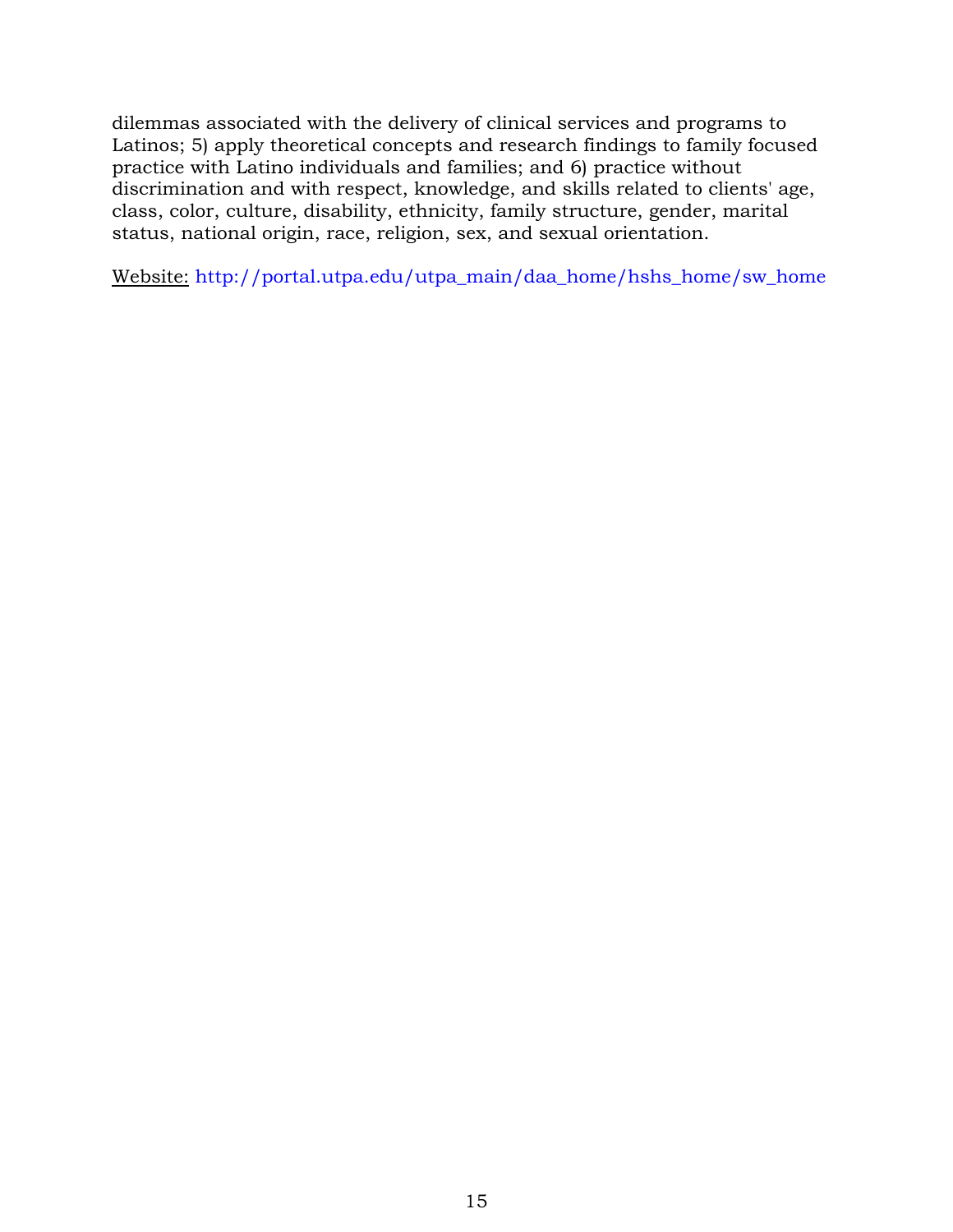dilemmas associated with the delivery of clinical services and programs to Latinos; 5) apply theoretical concepts and research findings to family focused practice with Latino individuals and families; and 6) practice without discrimination and with respect, knowledge, and skills related to clients' age, class, color, culture, disability, ethnicity, family structure, gender, marital status, national origin, race, religion, sex, and sexual orientation.

Website: http://portal.utpa.edu/utpa_main/daa_home/hshs_home/sw_home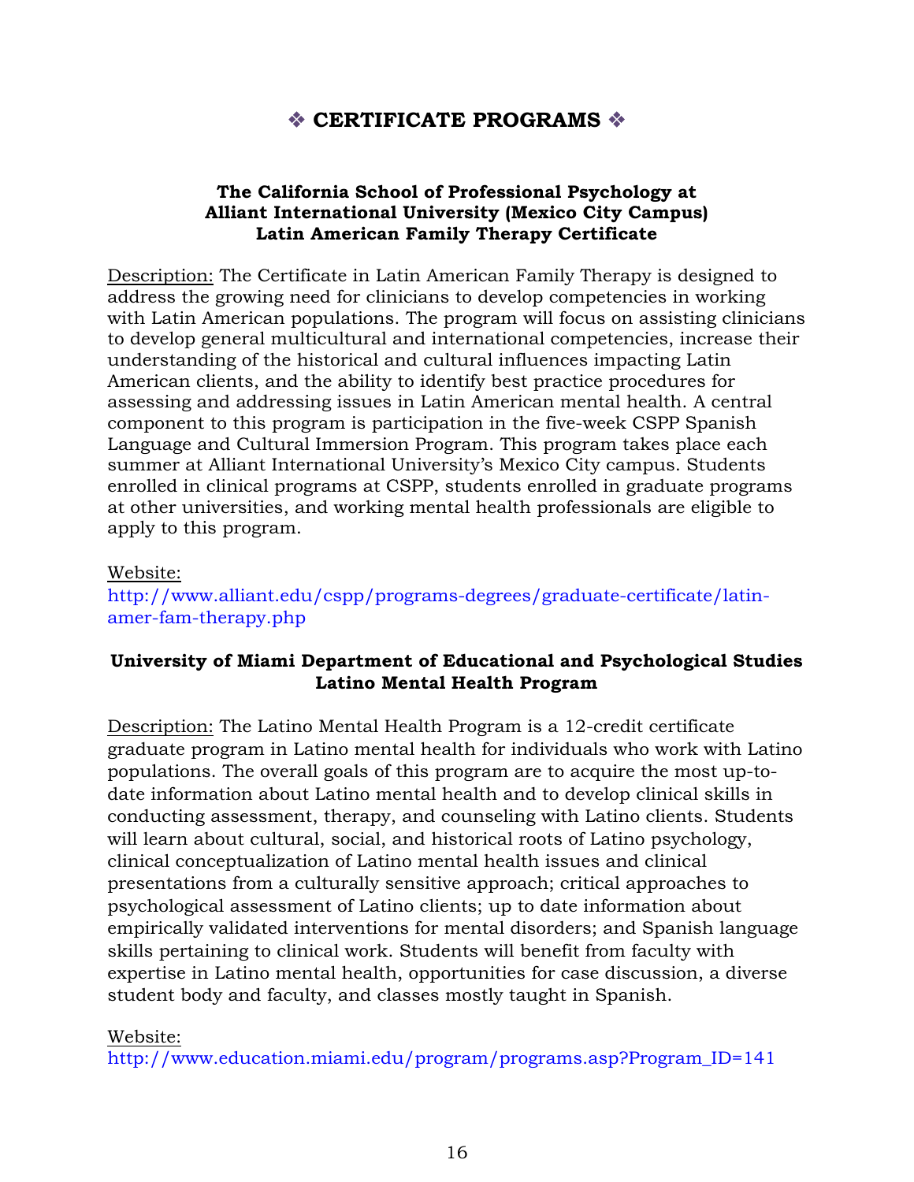# ❖ CERTIFICATE PROGRAMS ❖

### The California School of Professional Psychology at Alliant International University (Mexico City Campus) Latin American Family Therapy Certificate

Description: The Certificate in Latin American Family Therapy is designed to address the growing need for clinicians to develop competencies in working with Latin American populations. The program will focus on assisting clinicians to develop general multicultural and international competencies, increase their understanding of the historical and cultural influences impacting Latin American clients, and the ability to identify best practice procedures for assessing and addressing issues in Latin American mental health. A central component to this program is participation in the five-week CSPP Spanish Language and Cultural Immersion Program. This program takes place each summer at Alliant International University's Mexico City campus. Students enrolled in clinical programs at CSPP, students enrolled in graduate programs at other universities, and working mental health professionals are eligible to apply to this program.

Website:
http://www.alliant.edu/cspp/programs-degrees/graduate-certificate/latin-amer-fam-therapy.php

### University of Miami Department of Educational and Psychological Studies Latino Mental Health Program

Description: The Latino Mental Health Program is a 12-credit certificate graduate program in Latino mental health for individuals who work with Latino populations. The overall goals of this program are to acquire the most up-to-date information about Latino mental health and to develop clinical skills in conducting assessment, therapy, and counseling with Latino clients. Students will learn about cultural, social, and historical roots of Latino psychology, clinical conceptualization of Latino mental health issues and clinical presentations from a culturally sensitive approach; critical approaches to psychological assessment of Latino clients; up to date information about empirically validated interventions for mental disorders; and Spanish language skills pertaining to clinical work. Students will benefit from faculty with expertise in Latino mental health, opportunities for case discussion, a diverse student body and faculty, and classes mostly taught in Spanish.

Website:
http://www.education.miami.edu/program/programs.asp?Program_ID=141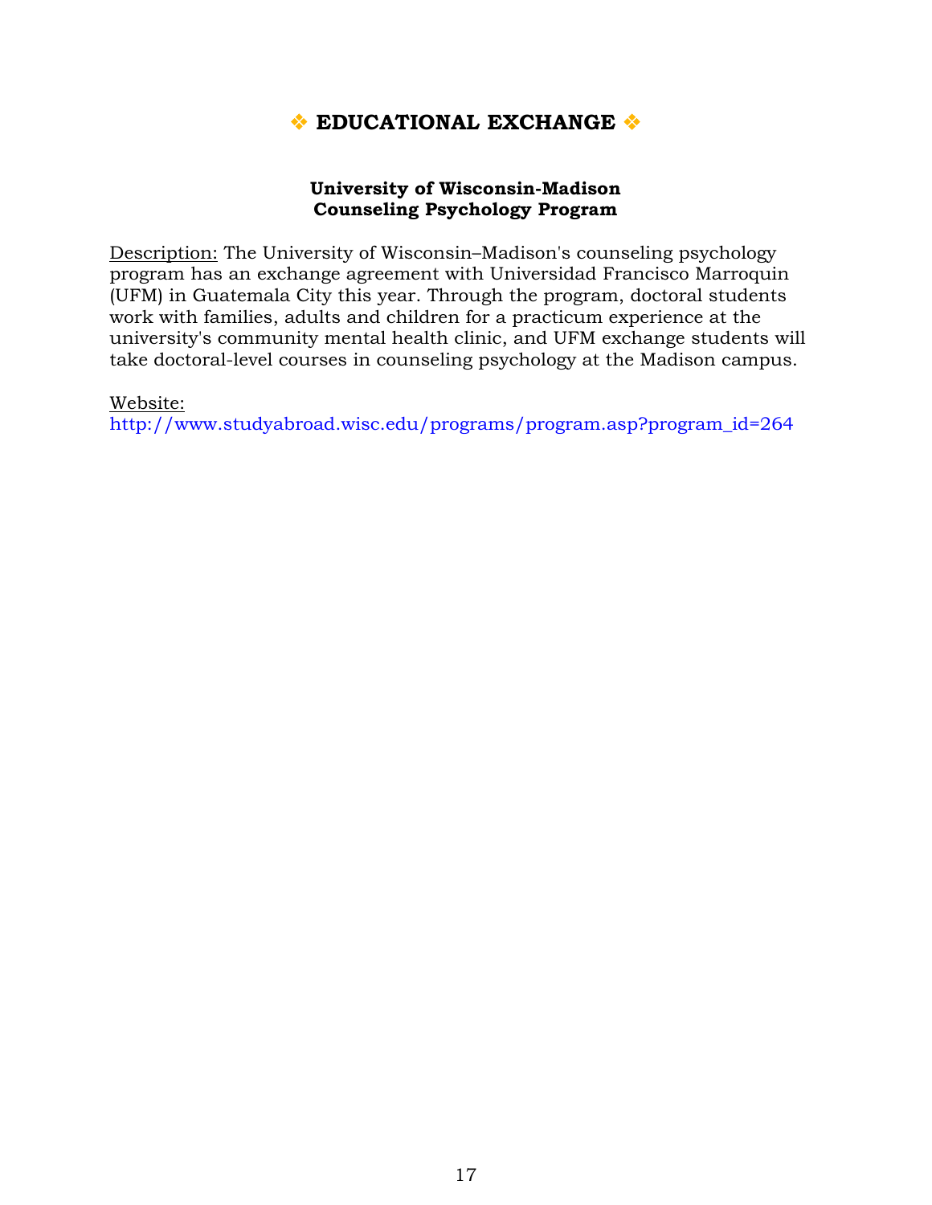## ❖ EDUCATIONAL EXCHANGE ❖

### University of Wisconsin-Madison
### Counseling Psychology Program

Description: The University of Wisconsin–Madison's counseling psychology program has an exchange agreement with Universidad Francisco Marroquin (UFM) in Guatemala City this year. Through the program, doctoral students work with families, adults and children for a practicum experience at the university's community mental health clinic, and UFM exchange students will take doctoral-level courses in counseling psychology at the Madison campus.

Website:
http://www.studyabroad.wisc.edu/programs/program.asp?program_id=264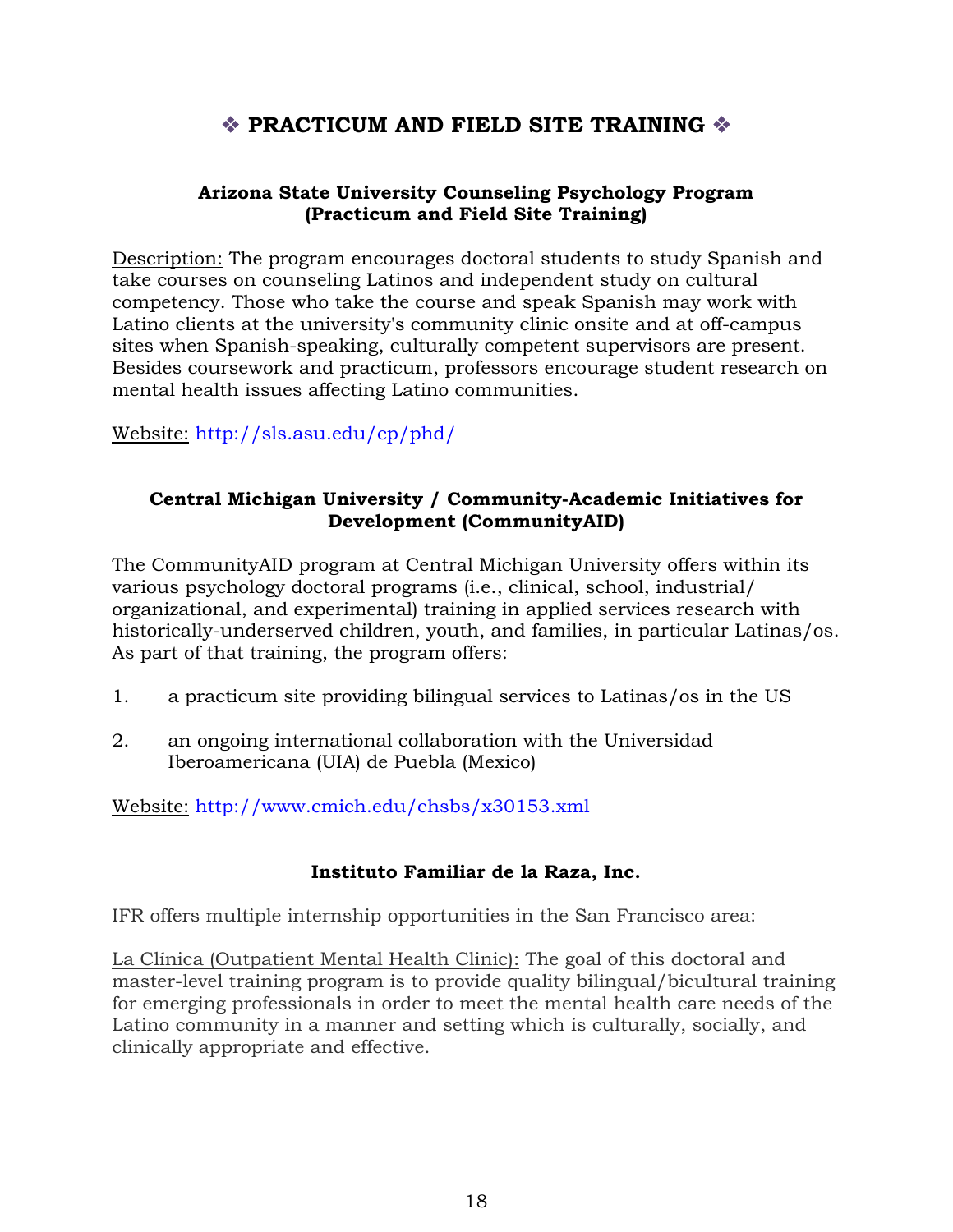# ❖ PRACTICUM AND FIELD SITE TRAINING ❖

### Arizona State University Counseling Psychology Program (Practicum and Field Site Training)

Description: The program encourages doctoral students to study Spanish and take courses on counseling Latinos and independent study on cultural competency. Those who take the course and speak Spanish may work with Latino clients at the university's community clinic onsite and at off-campus sites when Spanish-speaking, culturally competent supervisors are present. Besides coursework and practicum, professors encourage student research on mental health issues affecting Latino communities.

Website: http://sls.asu.edu/cp/phd/

### Central Michigan University / Community-Academic Initiatives for Development (CommunityAID)

The CommunityAID program at Central Michigan University offers within its various psychology doctoral programs (i.e., clinical, school, industrial/ organizational, and experimental) training in applied services research with historically-underserved children, youth, and families, in particular Latinas/os. As part of that training, the program offers:

1. a practicum site providing bilingual services to Latinas/os in the US
2. an ongoing international collaboration with the Universidad Iberoamericana (UIA) de Puebla (Mexico)

Website: http://www.cmich.edu/chsbs/x30153.xml

### Instituto Familiar de la Raza, Inc.

IFR offers multiple internship opportunities in the San Francisco area:

La Clínica (Outpatient Mental Health Clinic): The goal of this doctoral and master-level training program is to provide quality bilingual/bicultural training for emerging professionals in order to meet the mental health care needs of the Latino community in a manner and setting which is culturally, socially, and clinically appropriate and effective.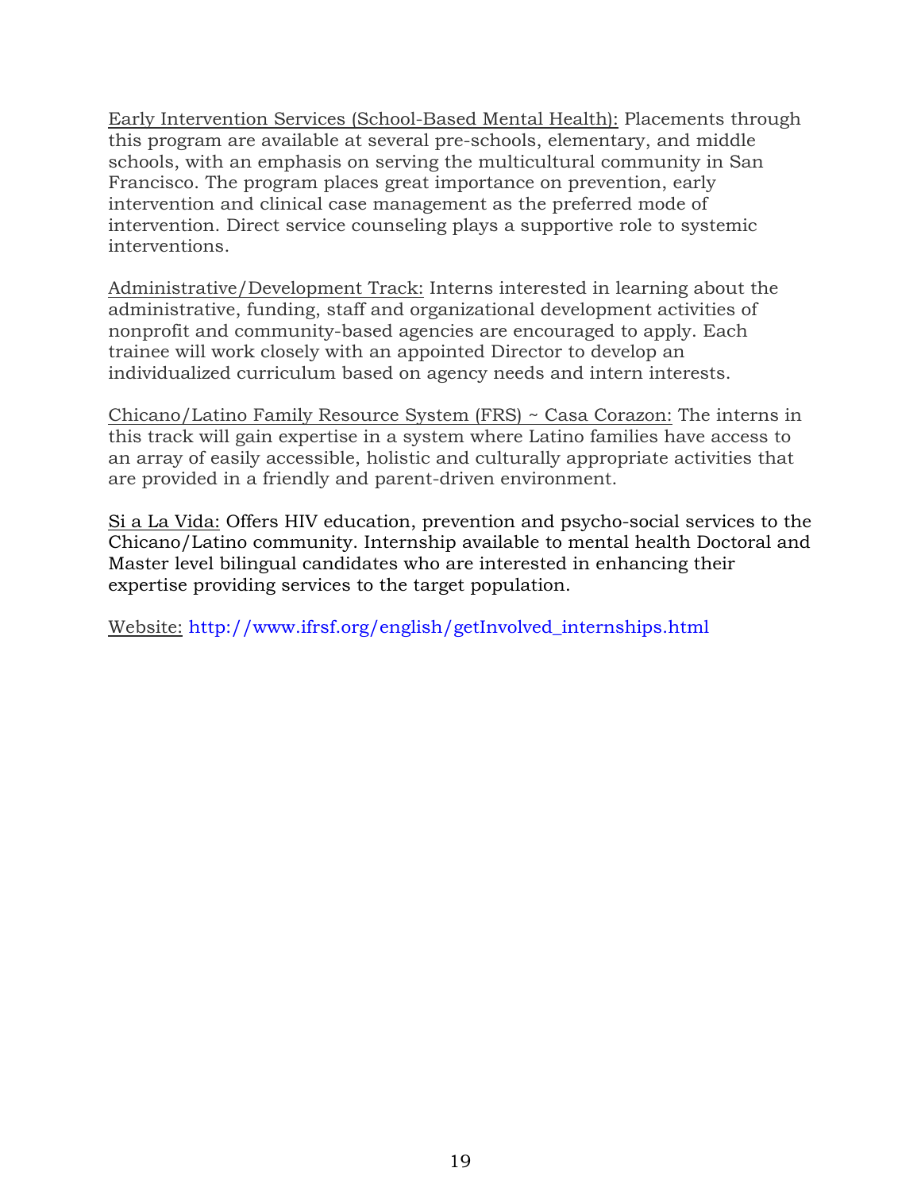Early Intervention Services (School-Based Mental Health): Placements through this program are available at several pre-schools, elementary, and middle schools, with an emphasis on serving the multicultural community in San Francisco. The program places great importance on prevention, early intervention and clinical case management as the preferred mode of intervention. Direct service counseling plays a supportive role to systemic interventions.

Administrative/Development Track: Interns interested in learning about the administrative, funding, staff and organizational development activities of nonprofit and community-based agencies are encouraged to apply. Each trainee will work closely with an appointed Director to develop an individualized curriculum based on agency needs and intern interests.

Chicano/Latino Family Resource System (FRS) ~ Casa Corazon: The interns in this track will gain expertise in a system where Latino families have access to an array of easily accessible, holistic and culturally appropriate activities that are provided in a friendly and parent-driven environment.

Si a La Vida: Offers HIV education, prevention and psycho-social services to the Chicano/Latino community. Internship available to mental health Doctoral and Master level bilingual candidates who are interested in enhancing their expertise providing services to the target population.

Website: http://www.ifrsf.org/english/getInvolved_internships.html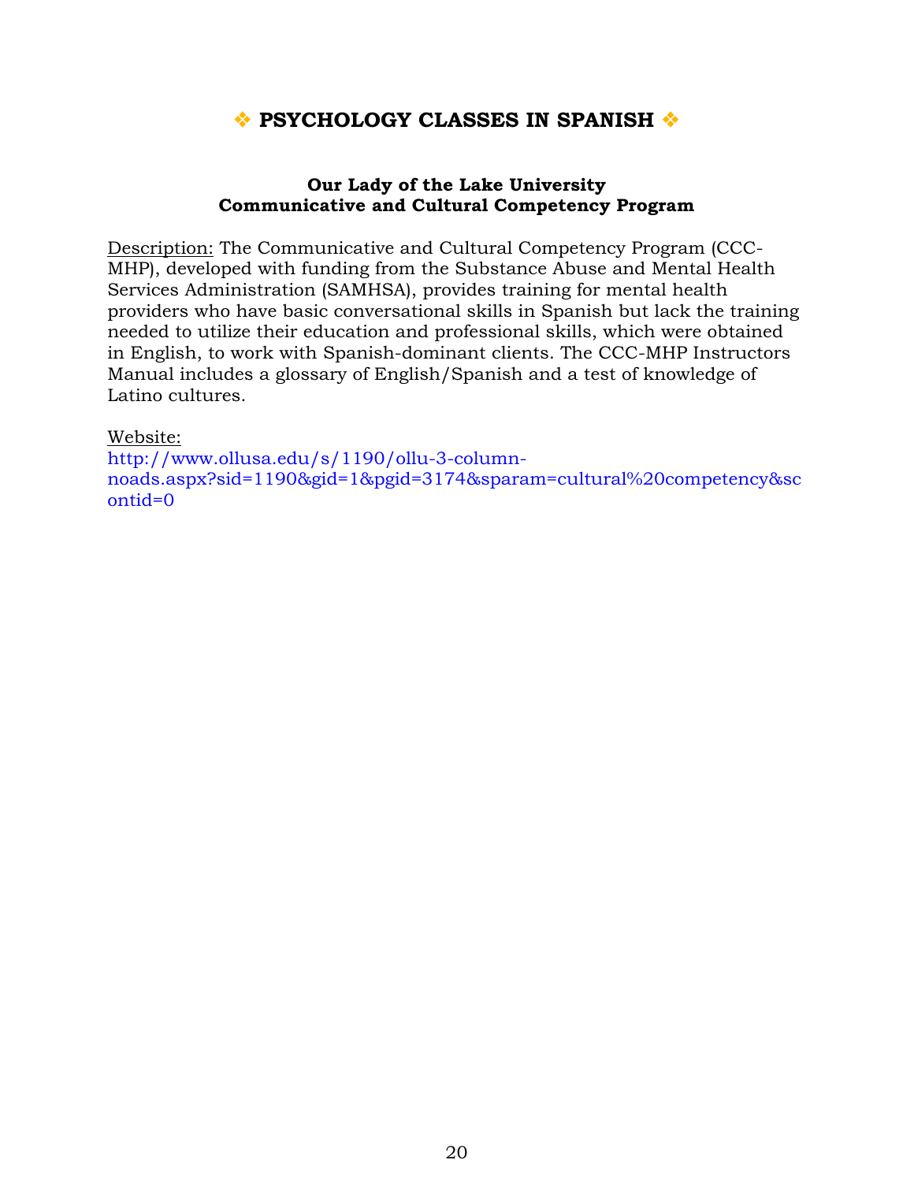# ❖ PSYCHOLOGY CLASSES IN SPANISH ❖

**Our Lady of the Lake University**
**Communicative and Cultural Competency Program**

Description: The Communicative and Cultural Competency Program (CCC-MHP), developed with funding from the Substance Abuse and Mental Health Services Administration (SAMHSA), provides training for mental health providers who have basic conversational skills in Spanish but lack the training needed to utilize their education and professional skills, which were obtained in English, to work with Spanish-dominant clients. The CCC-MHP Instructors Manual includes a glossary of English/Spanish and a test of knowledge of Latino cultures.

Website:
http://www.ollusa.edu/s/1190/ollu-3-column-noads.aspx?sid=1190&gid=1&pgid=3174&sparam=cultural%20competency&scontid=0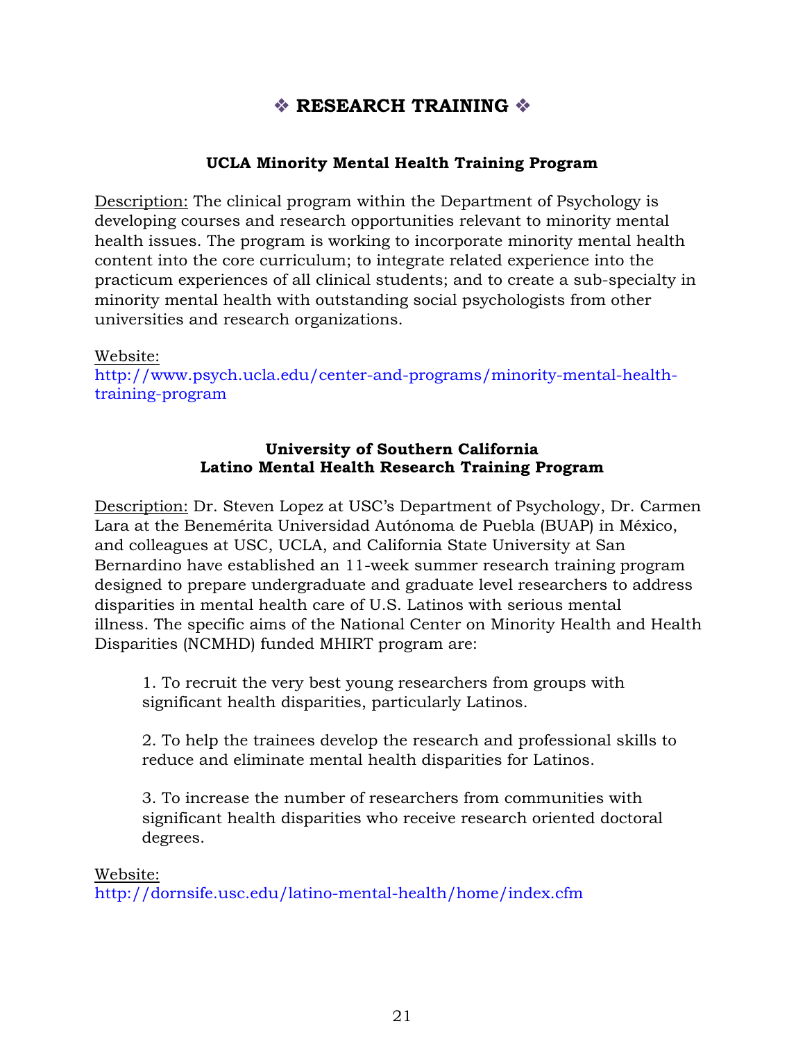# ❖ RESEARCH TRAINING ❖

### UCLA Minority Mental Health Training Program

Description: The clinical program within the Department of Psychology is developing courses and research opportunities relevant to minority mental health issues. The program is working to incorporate minority mental health content into the core curriculum; to integrate related experience into the practicum experiences of all clinical students; and to create a sub-specialty in minority mental health with outstanding social psychologists from other universities and research organizations.

Website:
http://www.psych.ucla.edu/center-and-programs/minority-mental-health-training-program

### University of Southern California
### Latino Mental Health Research Training Program

Description: Dr. Steven Lopez at USC's Department of Psychology, Dr. Carmen Lara at the Benemérita Universidad Autónoma de Puebla (BUAP) in México, and colleagues at USC, UCLA, and California State University at San Bernardino have established an 11-week summer research training program designed to prepare undergraduate and graduate level researchers to address disparities in mental health care of U.S. Latinos with serious mental illness. The specific aims of the National Center on Minority Health and Health Disparities (NCMHD) funded MHIRT program are:

1. To recruit the very best young researchers from groups with significant health disparities, particularly Latinos.

2. To help the trainees develop the research and professional skills to reduce and eliminate mental health disparities for Latinos.

3. To increase the number of researchers from communities with significant health disparities who receive research oriented doctoral degrees.

Website:
http://dornsife.usc.edu/latino-mental-health/home/index.cfm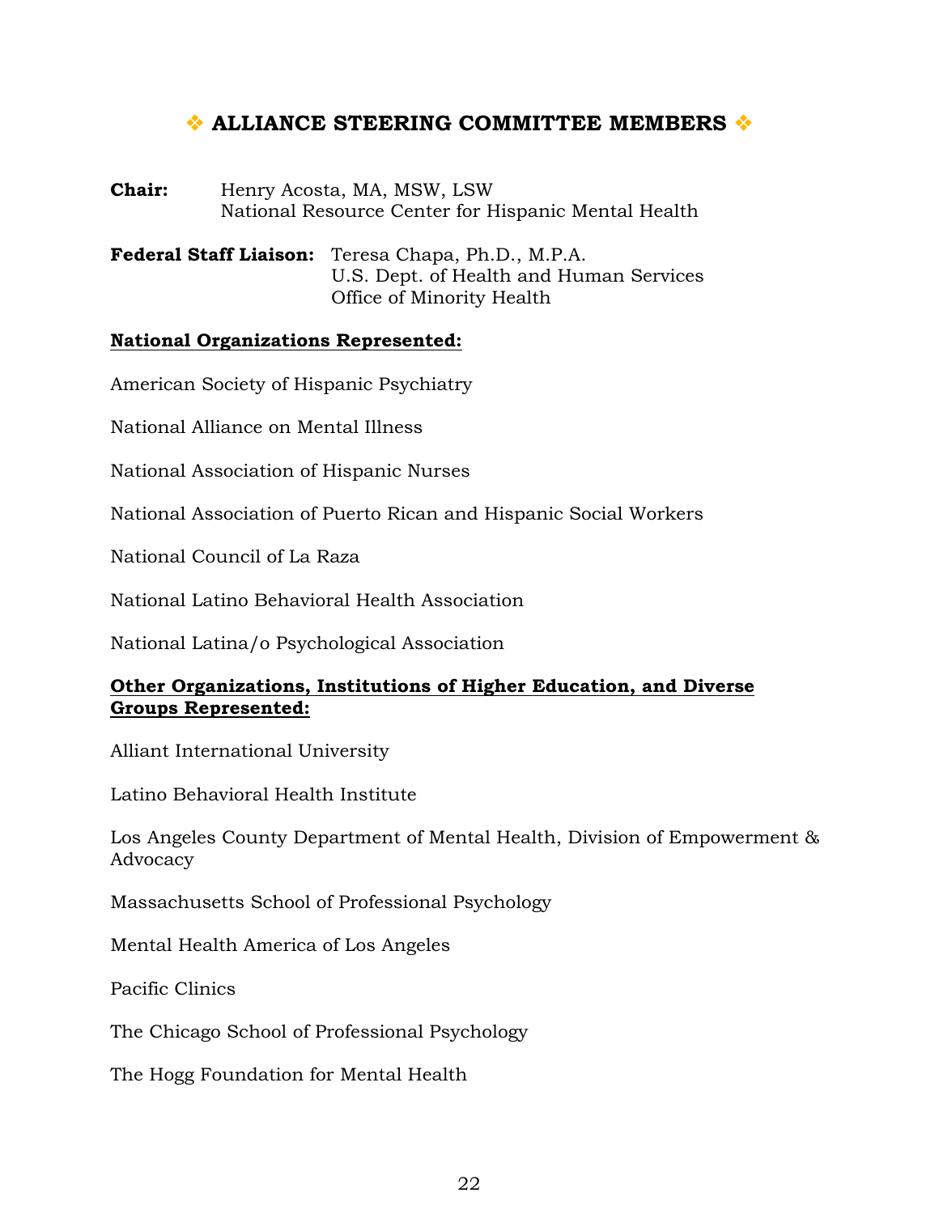# ❖ ALLIANCE STEERING COMMITTEE MEMBERS ❖

**Chair:** Henry Acosta, MA, MSW, LSW
National Resource Center for Hispanic Mental Health

**Federal Staff Liaison:** Teresa Chapa, Ph.D., M.P.A.
U.S. Dept. of Health and Human Services
Office of Minority Health

**National Organizations Represented:**

American Society of Hispanic Psychiatry

National Alliance on Mental Illness

National Association of Hispanic Nurses

National Association of Puerto Rican and Hispanic Social Workers

National Council of La Raza

National Latino Behavioral Health Association

National Latina/o Psychological Association

**Other Organizations, Institutions of Higher Education, and Diverse Groups Represented:**

Alliant International University

Latino Behavioral Health Institute

Los Angeles County Department of Mental Health, Division of Empowerment & Advocacy

Massachusetts School of Professional Psychology

Mental Health America of Los Angeles

Pacific Clinics

The Chicago School of Professional Psychology

The Hogg Foundation for Mental Health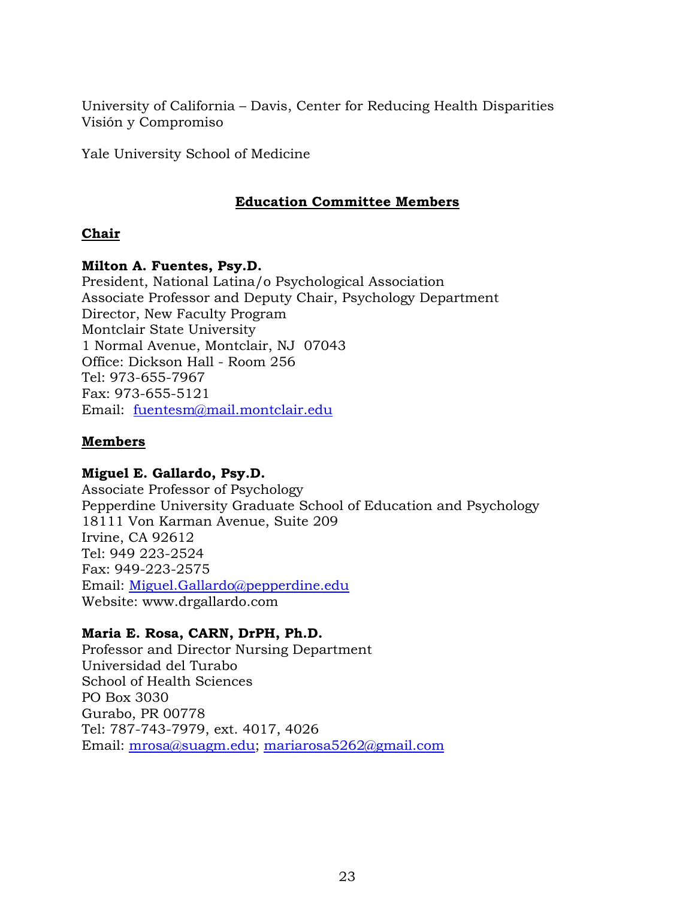University of California – Davis, Center for Reducing Health Disparities
Visión y Compromiso

Yale University School of Medicine

## Education Committee Members

### Chair

**Milton A. Fuentes, Psy.D.**
President, National Latina/o Psychological Association
Associate Professor and Deputy Chair, Psychology Department
Director, New Faculty Program
Montclair State University
1 Normal Avenue, Montclair, NJ 07043
Office: Dickson Hall - Room 256
Tel: 973-655-7967
Fax: 973-655-5121
Email: fuentesm@mail.montclair.edu

### Members

**Miguel E. Gallardo, Psy.D.**
Associate Professor of Psychology
Pepperdine University Graduate School of Education and Psychology
18111 Von Karman Avenue, Suite 209
Irvine, CA 92612
Tel: 949 223-2524
Fax: 949-223-2575
Email: Miguel.Gallardo@pepperdine.edu
Website: www.drgallardo.com

**Maria E. Rosa, CARN, DrPH, Ph.D.**
Professor and Director Nursing Department
Universidad del Turabo
School of Health Sciences
PO Box 3030
Gurabo, PR 00778
Tel: 787-743-7979, ext. 4017, 4026
Email: mrosa@suagm.edu; mariarosa5262@gmail.com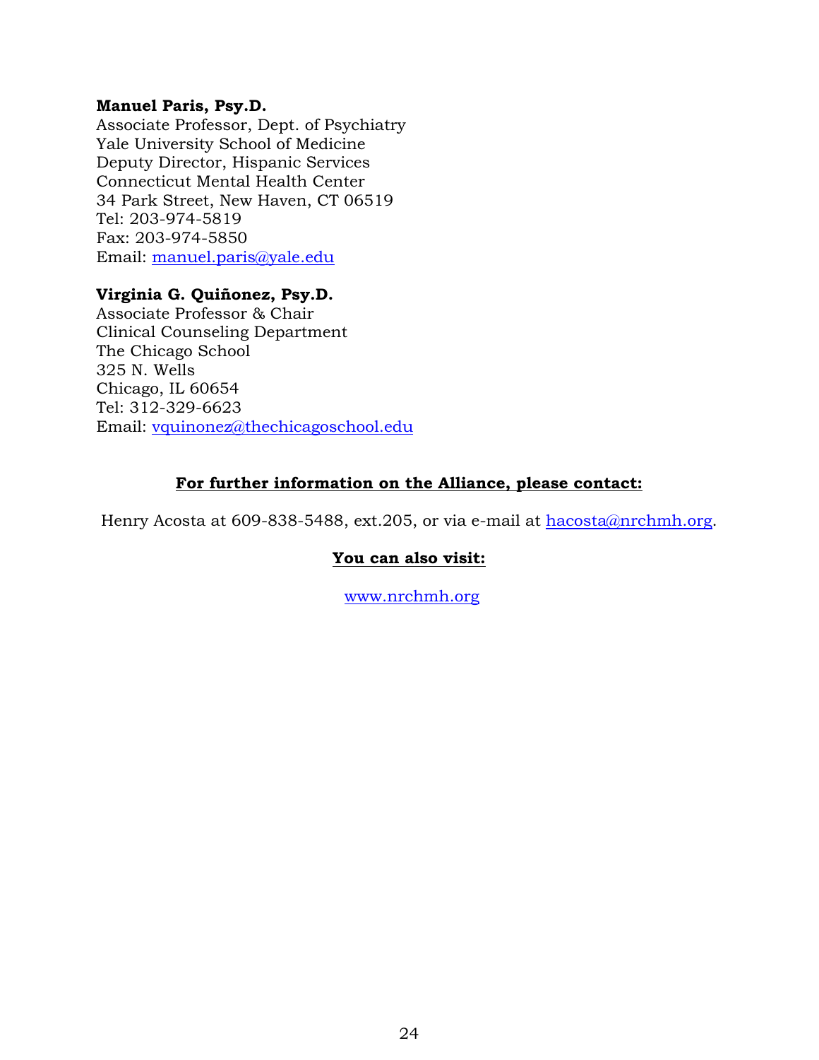**Manuel Paris, Psy.D.**
Associate Professor, Dept. of Psychiatry
Yale University School of Medicine
Deputy Director, Hispanic Services
Connecticut Mental Health Center
34 Park Street, New Haven, CT 06519
Tel: 203-974-5819
Fax: 203-974-5850
Email: manuel.paris@yale.edu

**Virginia G. Quiñonez, Psy.D.**
Associate Professor & Chair
Clinical Counseling Department
The Chicago School
325 N. Wells
Chicago, IL 60654
Tel: 312-329-6623
Email: vquinonez@thechicagoschool.edu

**For further information on the Alliance, please contact:**

Henry Acosta at 609-838-5488, ext.205, or via e-mail at hacosta@nrchmh.org.

**You can also visit:**

www.nrchmh.org